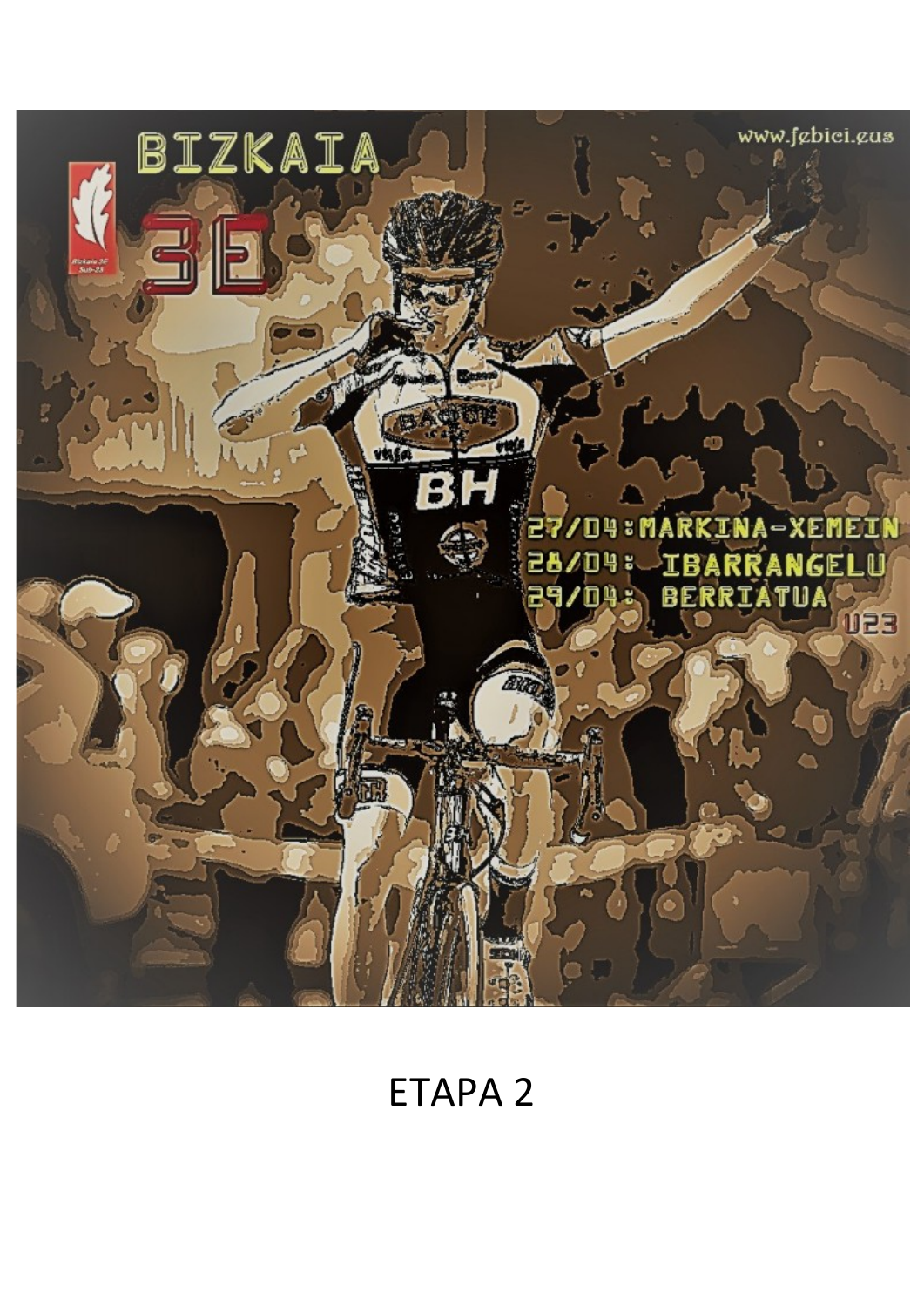BIZKAIA

3E

www.febici.eus

27/04: MARKINA-XEMEIN

28/04: IBARRANGELU

29/04: BERRIATUA

U23

# ETAPA 2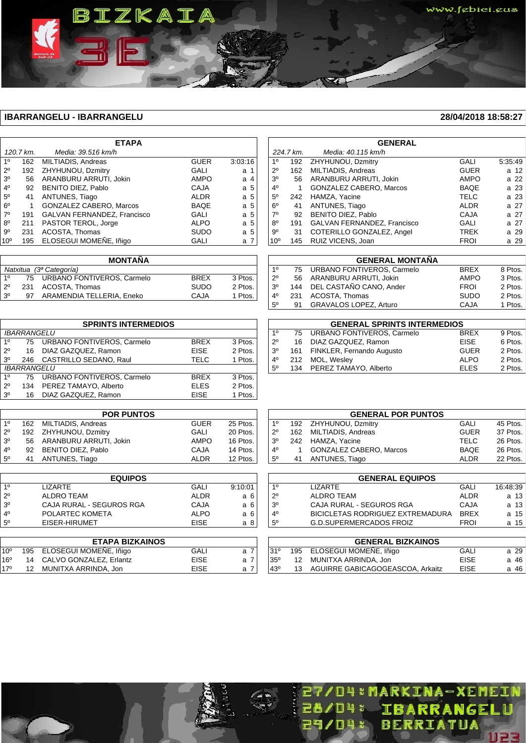## IBARRANGELU - IBARRANGELU

**28/04/2018 18:58:27**

### ETAPA

*120.7 km. Media: 39.516 km/h*

| | | | | |
|---|---|---|---|---|
| 1º | 162 | MILTIADIS, Andreas | GUER | 3:03:16 |
| 2º | 192 | ZHYHUNOU, Dzmitry | GALI | a 1 |
| 3º | 56 | ARANBURU ARRUTI, Jokin | AMPO | a 4 |
| 4º | 92 | BENITO DIEZ, Pablo | CAJA | a 5 |
| 5º | 41 | ANTUNES, Tiago | ALDR | a 5 |
| 6º | 1 | GONZALEZ CABERO, Marcos | BAQE | a 5 |
| 7º | 191 | GALVAN FERNANDEZ, Francisco | GALI | a 5 |
| 8º | 211 | PASTOR TEROL, Jorge | ALPO | a 5 |
| 9º | 231 | ACOSTA, Thomas | SUDO | a 5 |
| 10º | 195 | ELOSEGUI MOMEÑE, Iñigo | GALI | a 7 |

### GENERAL

*224.7 km. Media: 40.115 km/h*

| | | | | |
|---|---|---|---|---|
| 1º | 192 | ZHYHUNOU, Dzmitry | GALI | 5:35:49 |
| 2º | 162 | MILTIADIS, Andreas | GUER | a 12 |
| 3º | 56 | ARANBURU ARRUTI, Jokin | AMPO | a 22 |
| 4º | 1 | GONZALEZ CABERO, Marcos | BAQE | a 23 |
| 5º | 242 | HAMZA, Yacine | TELC | a 23 |
| 6º | 41 | ANTUNES, Tiago | ALDR | a 27 |
| 7º | 92 | BENITO DIEZ, Pablo | CAJA | a 27 |
| 8º | 191 | GALVAN FERNANDEZ, Francisco | GALI | a 27 |
| 9º | 31 | COTERILLO GONZALEZ, Angel | TREK | a 29 |
| 10º | 145 | RUIZ VICENS, Joan | FROI | a 29 |

### MONTAÑA

*Natxitua (3ª Categoría)*

| | | | | |
|---|---|---|---|---|
| 1º | 75 | URBANO FONTIVEROS, Carmelo | BREX | 3 Ptos. |
| 2º | 231 | ACOSTA, Thomas | SUDO | 2 Ptos. |
| 3º | 97 | ARAMENDIA TELLERIA, Eneko | CAJA | 1 Ptos. |

### GENERAL MONTAÑA

| | | | | |
|---|---|---|---|---|
| 1º | 75 | URBANO FONTIVEROS, Carmelo | BREX | 8 Ptos. |
| 2º | 56 | ARANBURU ARRUTI, Jokin | AMPO | 3 Ptos. |
| 3º | 144 | DEL CASTAÑO CANO, Ander | FROI | 2 Ptos. |
| 4º | 231 | ACOSTA, Thomas | SUDO | 2 Ptos. |
| 5º | 91 | GRAVALOS LOPEZ, Arturo | CAJA | 1 Ptos. |

### SPRINTS INTERMEDIOS

*IBARRANGELU*

| | | | | |
|---|---|---|---|---|
| 1º | 75 | URBANO FONTIVEROS, Carmelo | BREX | 3 Ptos. |
| 2º | 16 | DIAZ GAZQUEZ, Ramon | EISE | 2 Ptos. |
| 3º | 246 | CASTRILLO SEDANO, Raul | TELC | 1 Ptos. |

*IBARRANGELU*

| | | | | |
|---|---|---|---|---|
| 1º | 75 | URBANO FONTIVEROS, Carmelo | BREX | 3 Ptos. |
| 2º | 134 | PEREZ TAMAYO, Alberto | ELES | 2 Ptos. |
| 3º | 16 | DIAZ GAZQUEZ, Ramon | EISE | 1 Ptos. |

### GENERAL SPRINTS INTERMEDIOS

| | | | | |
|---|---|---|---|---|
| 1º | 75 | URBANO FONTIVEROS, Carmelo | BREX | 9 Ptos. |
| 2º | 16 | DIAZ GAZQUEZ, Ramon | EISE | 6 Ptos. |
| 3º | 161 | FINKLER, Fernando Augusto | GUER | 2 Ptos. |
| 4º | 212 | MOL, Wesley | ALPO | 2 Ptos. |
| 5º | 134 | PEREZ TAMAYO, Alberto | ELES | 2 Ptos. |

### POR PUNTOS

| | | | | |
|---|---|---|---|---|
| 1º | 162 | MILTIADIS, Andreas | GUER | 25 Ptos. |
| 2º | 192 | ZHYHUNOU, Dzmitry | GALI | 20 Ptos. |
| 3º | 56 | ARANBURU ARRUTI, Jokin | AMPO | 16 Ptos. |
| 4º | 92 | BENITO DIEZ, Pablo | CAJA | 14 Ptos. |
| 5º | 41 | ANTUNES, Tiago | ALDR | 12 Ptos. |

### GENERAL POR PUNTOS

| | | | | |
|---|---|---|---|---|
| 1º | 192 | ZHYHUNOU, Dzmitry | GALI | 45 Ptos. |
| 2º | 162 | MILTIADIS, Andreas | GUER | 37 Ptos. |
| 3º | 242 | HAMZA, Yacine | TELC | 26 Ptos. |
| 4º | 1 | GONZALEZ CABERO, Marcos | BAQE | 26 Ptos. |
| 5º | 41 | ANTUNES, Tiago | ALDR | 22 Ptos. |

### EQUIPOS

| | | | |
|---|---|---|---|
| 1º | LIZARTE | GALI | 9:10:01 |
| 2º | ALDRO TEAM | ALDR | a 6 |
| 3º | CAJA RURAL - SEGUROS RGA | CAJA | a 6 |
| 4º | POLARTEC KOMETA | ALPO | a 6 |
| 5º | EISER-HIRUMET | EISE | a 8 |

### GENERAL EQUIPOS

| | | | |
|---|---|---|---|
| 1º | LIZARTE | GALI | 16:48:39 |
| 2º | ALDRO TEAM | ALDR | a 13 |
| 3º | CAJA RURAL - SEGUROS RGA | CAJA | a 13 |
| 4º | BICICLETAS RODRIGUEZ EXTREMADURA | BREX | a 15 |
| 5º | G.D.SUPERMERCADOS FROIZ | FROI | a 15 |

### ETAPA BIZKAINOS

| | | | | |
|---|---|---|---|---|
| 10º | 195 | ELOSEGUI MOMEÑE, Iñigo | GALI | a 7 |
| 16º | 14 | CALVO GONZALEZ, Erlantz | EISE | a 7 |
| 17º | 12 | MUNITXA ARRINDA, Jon | EISE | a 7 |

### GENERAL BIZKAINOS

| | | | | |
|---|---|---|---|---|
| 31º | 195 | ELOSEGUI MOMEÑE, Iñigo | GALI | a 29 |
| 35º | 12 | MUNITXA ARRINDA, Jon | EISE | a 46 |
| 43º | 13 | AGUIRRE GABICAGOGEASCOA, Arkaitz | EISE | a 46 |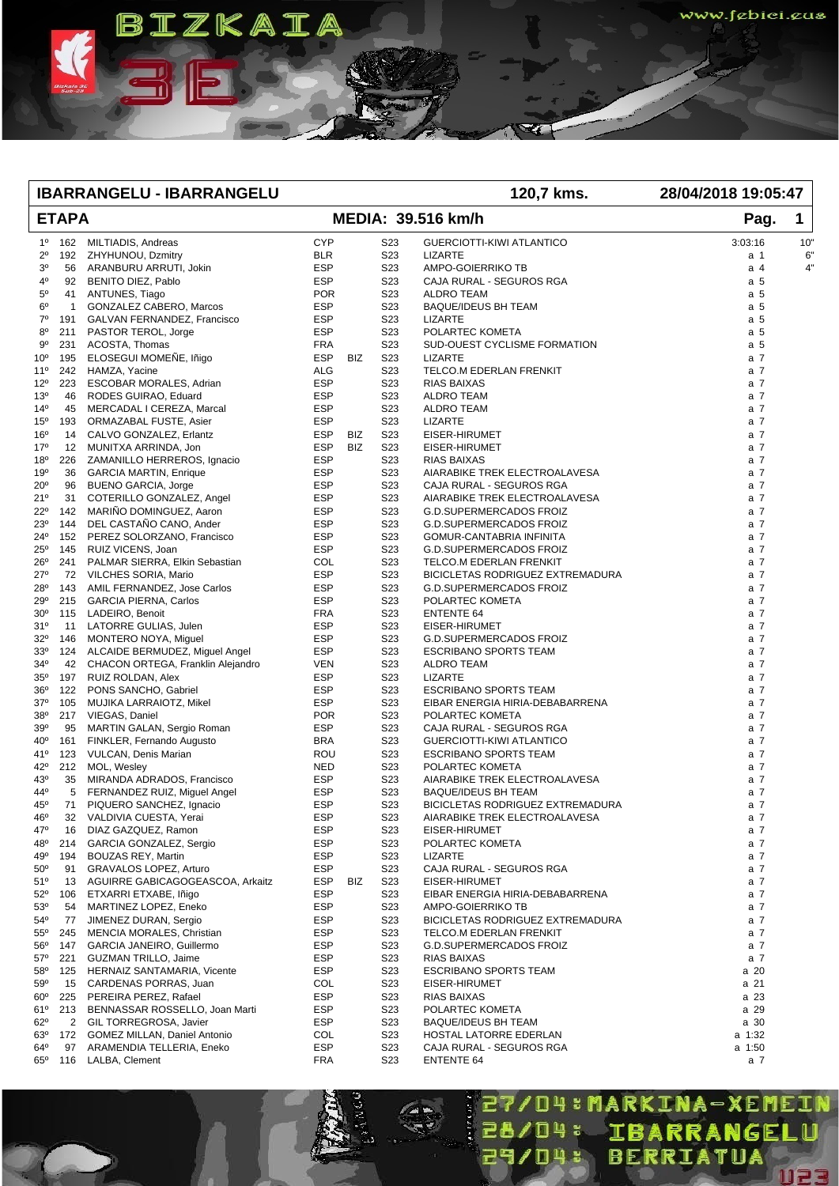## IBARRANGELU - IBARRANGELU — 120,7 kms. — 28/04/2018 19:05:47

## ETAPA — MEDIA: 39.516 km/h

| | | | | | | | | |
|---|---|---|---|---|---|---|---|---|
| 1º | 162 | MILTIADIS, Andreas | CYP | | S23 | GUERCIOTTI-KIWI ATLANTICO | 3:03:16 | 10" |
| 2º | 192 | ZHYHUNOU, Dzmitry | BLR | | S23 | LIZARTE | a 1 | 6" |
| 3º | 56 | ARANBURU ARRUTI, Jokin | ESP | | S23 | AMPO-GOIERRIKO TB | a 4 | 4" |
| 4º | 92 | BENITO DIEZ, Pablo | ESP | | S23 | CAJA RURAL - SEGUROS RGA | a 5 | |
| 5º | 41 | ANTUNES, Tiago | POR | | S23 | ALDRO TEAM | a 5 | |
| 6º | 1 | GONZALEZ CABERO, Marcos | ESP | | S23 | BAQUE/IDEUS BH TEAM | a 5 | |
| 7º | 191 | GALVAN FERNANDEZ, Francisco | ESP | | S23 | LIZARTE | a 5 | |
| 8º | 211 | PASTOR TEROL, Jorge | ESP | | S23 | POLARTEC KOMETA | a 5 | |
| 9º | 231 | ACOSTA, Thomas | FRA | | S23 | SUD-OUEST CYCLISME FORMATION | a 5 | |
| 10º | 195 | ELOSEGUI MOMEÑE, Iñigo | ESP | BIZ | S23 | LIZARTE | a 7 | |
| 11º | 242 | HAMZA, Yacine | ALG | | S23 | TELCO.M EDERLAN FRENKIT | a 7 | |
| 12º | 223 | ESCOBAR MORALES, Adrian | ESP | | S23 | RIAS BAIXAS | a 7 | |
| 13º | 46 | RODES GUIRAO, Eduard | ESP | | S23 | ALDRO TEAM | a 7 | |
| 14º | 45 | MERCADAL I CEREZA, Marcal | ESP | | S23 | ALDRO TEAM | a 7 | |
| 15º | 193 | ORMAZABAL FUSTE, Asier | ESP | | S23 | LIZARTE | a 7 | |
| 16º | 14 | CALVO GONZALEZ, Erlantz | ESP | BIZ | S23 | EISER-HIRUMET | a 7 | |
| 17º | 12 | MUNITXA ARRINDA, Jon | ESP | BIZ | S23 | EISER-HIRUMET | a 7 | |
| 18º | 226 | ZAMANILLO HERREROS, Ignacio | ESP | | S23 | RIAS BAIXAS | a 7 | |
| 19º | 36 | GARCIA MARTIN, Enrique | ESP | | S23 | AIARABIKE TREK ELECTROALAVESA | a 7 | |
| 20º | 96 | BUENO GARCIA, Jorge | ESP | | S23 | CAJA RURAL - SEGUROS RGA | a 7 | |
| 21º | 31 | COTERILLO GONZALEZ, Angel | ESP | | S23 | AIARABIKE TREK ELECTROALAVESA | a 7 | |
| 22º | 142 | MARIÑO DOMINGUEZ, Aaron | ESP | | S23 | G.D.SUPERMERCADOS FROIZ | a 7 | |
| 23º | 144 | DEL CASTAÑO CANO, Ander | ESP | | S23 | G.D.SUPERMERCADOS FROIZ | a 7 | |
| 24º | 152 | PEREZ SOLORZANO, Francisco | ESP | | S23 | GOMUR-CANTABRIA INFINITA | a 7 | |
| 25º | 145 | RUIZ VICENS, Joan | ESP | | S23 | G.D.SUPERMERCADOS FROIZ | a 7 | |
| 26º | 241 | PALMAR SIERRA, Elkin Sebastian | COL | | S23 | TELCO.M EDERLAN FRENKIT | a 7 | |
| 27º | 72 | VILCHES SORIA, Mario | ESP | | S23 | BICICLETAS RODRIGUEZ EXTREMADURA | a 7 | |
| 28º | 143 | AMIL FERNANDEZ, Jose Carlos | ESP | | S23 | G.D.SUPERMERCADOS FROIZ | a 7 | |
| 29º | 215 | GARCIA PIERNA, Carlos | ESP | | S23 | POLARTEC KOMETA | a 7 | |
| 30º | 115 | LADEIRO, Benoit | FRA | | S23 | ENTENTE 64 | a 7 | |
| 31º | 11 | LATORRE GULIAS, Julen | ESP | | S23 | EISER-HIRUMET | a 7 | |
| 32º | 146 | MONTERO NOYA, Miguel | ESP | | S23 | G.D.SUPERMERCADOS FROIZ | a 7 | |
| 33º | 124 | ALCAIDE BERMUDEZ, Miguel Angel | ESP | | S23 | ESCRIBANO SPORTS TEAM | a 7 | |
| 34º | 42 | CHACON ORTEGA, Franklin Alejandro | VEN | | S23 | ALDRO TEAM | a 7 | |
| 35º | 197 | RUIZ ROLDAN, Alex | ESP | | S23 | LIZARTE | a 7 | |
| 36º | 122 | PONS SANCHO, Gabriel | ESP | | S23 | ESCRIBANO SPORTS TEAM | a 7 | |
| 37º | 105 | MUJIKA LARRAIOTZ, Mikel | ESP | | S23 | EIBAR ENERGIA HIRIA-DEBABARRENA | a 7 | |
| 38º | 217 | VIEGAS, Daniel | POR | | S23 | POLARTEC KOMETA | a 7 | |
| 39º | 95 | MARTIN GALAN, Sergio Roman | ESP | | S23 | CAJA RURAL - SEGUROS RGA | a 7 | |
| 40º | 161 | FINKLER, Fernando Augusto | BRA | | S23 | GUERCIOTTI-KIWI ATLANTICO | a 7 | |
| 41º | 123 | VULCAN, Denis Marian | ROU | | S23 | ESCRIBANO SPORTS TEAM | a 7 | |
| 42º | 212 | MOL, Wesley | NED | | S23 | POLARTEC KOMETA | a 7 | |
| 43º | 35 | MIRANDA ADRADOS, Francisco | ESP | | S23 | AIARABIKE TREK ELECTROALAVESA | a 7 | |
| 44º | 5 | FERNANDEZ RUIZ, Miguel Angel | ESP | | S23 | BAQUE/IDEUS BH TEAM | a 7 | |
| 45º | 71 | PIQUERO SANCHEZ, Ignacio | ESP | | S23 | BICICLETAS RODRIGUEZ EXTREMADURA | a 7 | |
| 46º | 32 | VALDIVIA CUESTA, Yerai | ESP | | S23 | AIARABIKE TREK ELECTROALAVESA | a 7 | |
| 47º | 16 | DIAZ GAZQUEZ, Ramon | ESP | | S23 | EISER-HIRUMET | a 7 | |
| 48º | 214 | GARCIA GONZALEZ, Sergio | ESP | | S23 | POLARTEC KOMETA | a 7 | |
| 49º | 194 | BOUZAS REY, Martin | ESP | | S23 | LIZARTE | a 7 | |
| 50º | 91 | GRAVALOS LOPEZ, Arturo | ESP | | S23 | CAJA RURAL - SEGUROS RGA | a 7 | |
| 51º | 13 | AGUIRRE GABICAGOGEASCOA, Arkaitz | ESP | BIZ | S23 | EISER-HIRUMET | a 7 | |
| 52º | 106 | ETXARRI ETXABE, Iñigo | ESP | | S23 | EIBAR ENERGIA HIRIA-DEBABARRENA | a 7 | |
| 53º | 54 | MARTINEZ LOPEZ, Eneko | ESP | | S23 | AMPO-GOIERRIKO TB | a 7 | |
| 54º | 77 | JIMENEZ DURAN, Sergio | ESP | | S23 | BICICLETAS RODRIGUEZ EXTREMADURA | a 7 | |
| 55º | 245 | MENCIA MORALES, Christian | ESP | | S23 | TELCO.M EDERLAN FRENKIT | a 7 | |
| 56º | 147 | GARCIA JANEIRO, Guillermo | ESP | | S23 | G.D.SUPERMERCADOS FROIZ | a 7 | |
| 57º | 221 | GUZMAN TRILLO, Jaime | ESP | | S23 | RIAS BAIXAS | a 7 | |
| 58º | 125 | HERNAIZ SANTAMARIA, Vicente | ESP | | S23 | ESCRIBANO SPORTS TEAM | a 20 | |
| 59º | 15 | CARDENAS PORRAS, Juan | COL | | S23 | EISER-HIRUMET | a 21 | |
| 60º | 225 | PEREIRA PEREZ, Rafael | ESP | | S23 | RIAS BAIXAS | a 23 | |
| 61º | 213 | BENNASSAR ROSSELLO, Joan Marti | ESP | | S23 | POLARTEC KOMETA | a 29 | |
| 62º | 2 | GIL TORREGROSA, Javier | ESP | | S23 | BAQUE/IDEUS BH TEAM | a 30 | |
| 63º | 172 | GOMEZ MILLAN, Daniel Antonio | COL | | S23 | HOSTAL LATORRE EDERLAN | a 1:32 | |
| 64º | 97 | ARAMENDIA TELLERIA, Eneko | ESP | | S23 | CAJA RURAL - SEGUROS RGA | a 1:50 | |
| 65º | 116 | LALBA, Clement | FRA | | S23 | ENTENTE 64 | a 7 | |

27/04: MARKINA-XEMEIN
28/04: IBARRANGELU
29/04: BERRIATUA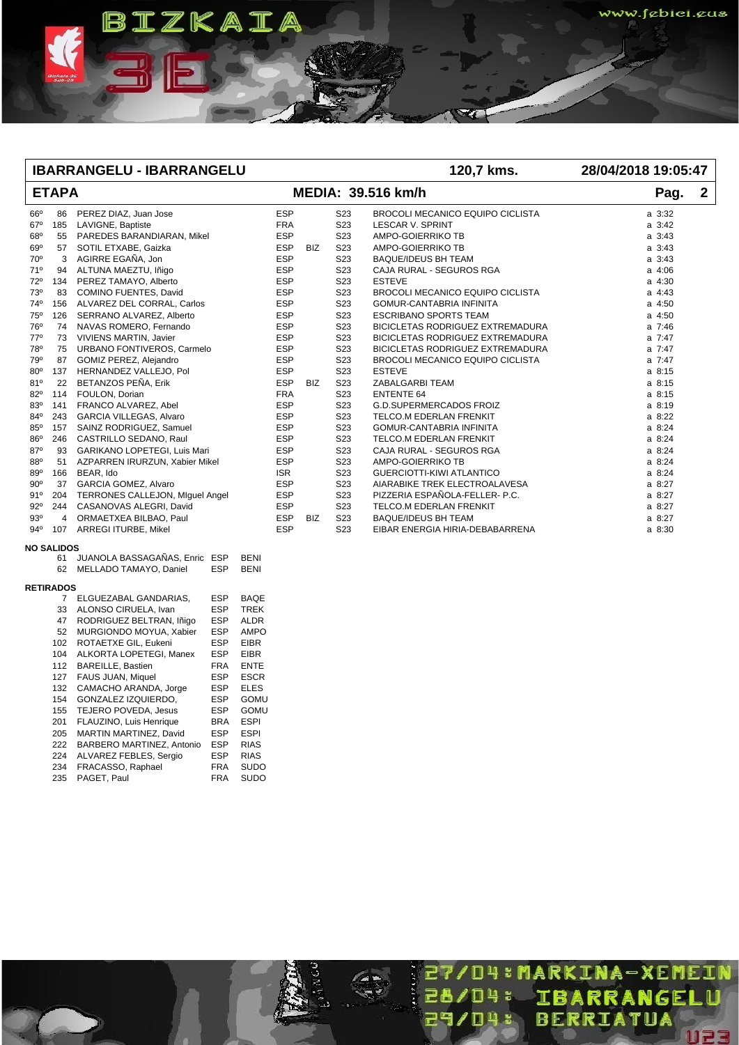## IBARRANGELU - IBARRANGELU

**120,7 kms.** **28/04/2018 19:05:47**

## ETAPA

**MEDIA: 39.516 km/h**

| | | | | | | | |
|---|---|---|---|---|---|---|---|
| 66º | 86 | PEREZ DIAZ, Juan Jose | ESP | | S23 | BROCOLI MECANICO EQUIPO CICLISTA | a 3:32 |
| 67º | 185 | LAVIGNE, Baptiste | FRA | | S23 | LESCAR V. SPRINT | a 3:42 |
| 68º | 55 | PAREDES BARANDIARAN, Mikel | ESP | | S23 | AMPO-GOIERRIKO TB | a 3:43 |
| 69º | 57 | SOTIL ETXABE, Gaizka | ESP | BIZ | S23 | AMPO-GOIERRIKO TB | a 3:43 |
| 70º | 3 | AGIRRE EGAÑA, Jon | ESP | | S23 | BAQUE/IDEUS BH TEAM | a 3:43 |
| 71º | 94 | ALTUNA MAEZTU, Iñigo | ESP | | S23 | CAJA RURAL - SEGUROS RGA | a 4:06 |
| 72º | 134 | PEREZ TAMAYO, Alberto | ESP | | S23 | ESTEVE | a 4:30 |
| 73º | 83 | COMINO FUENTES, David | ESP | | S23 | BROCOLI MECANICO EQUIPO CICLISTA | a 4:43 |
| 74º | 156 | ALVAREZ DEL CORRAL, Carlos | ESP | | S23 | GOMUR-CANTABRIA INFINITA | a 4:50 |
| 75º | 126 | SERRANO ALVAREZ, Alberto | ESP | | S23 | ESCRIBANO SPORTS TEAM | a 4:50 |
| 76º | 74 | NAVAS ROMERO, Fernando | ESP | | S23 | BICICLETAS RODRIGUEZ EXTREMADURA | a 7:46 |
| 77º | 73 | VIVIENS MARTIN, Javier | ESP | | S23 | BICICLETAS RODRIGUEZ EXTREMADURA | a 7:47 |
| 78º | 75 | URBANO FONTIVEROS, Carmelo | ESP | | S23 | BICICLETAS RODRIGUEZ EXTREMADURA | a 7:47 |
| 79º | 87 | GOMIZ PEREZ, Alejandro | ESP | | S23 | BROCOLI MECANICO EQUIPO CICLISTA | a 7:47 |
| 80º | 137 | HERNANDEZ VALLEJO, Pol | ESP | | S23 | ESTEVE | a 8:15 |
| 81º | 22 | BETANZOS PEÑA, Erik | ESP | BIZ | S23 | ZABALGARBI TEAM | a 8:15 |
| 82º | 114 | FOULON, Dorian | FRA | | S23 | ENTENTE 64 | a 8:15 |
| 83º | 141 | FRANCO ALVAREZ, Abel | ESP | | S23 | G.D.SUPERMERCADOS FROIZ | a 8:19 |
| 84º | 243 | GARCIA VILLEGAS, Alvaro | ESP | | S23 | TELCO.M EDERLAN FRENKIT | a 8:22 |
| 85º | 157 | SAINZ RODRIGUEZ, Samuel | ESP | | S23 | GOMUR-CANTABRIA INFINITA | a 8:24 |
| 86º | 246 | CASTRILLO SEDANO, Raul | ESP | | S23 | TELCO.M EDERLAN FRENKIT | a 8:24 |
| 87º | 93 | GARIKANO LOPETEGI, Luis Mari | ESP | | S23 | CAJA RURAL - SEGUROS RGA | a 8:24 |
| 88º | 51 | AZPARREN IRURZUN, Xabier Mikel | ESP | | S23 | AMPO-GOIERRIKO TB | a 8:24 |
| 89º | 166 | BEAR, Ido | ISR | | S23 | GUERCIOTTI-KIWI ATLANTICO | a 8:24 |
| 90º | 37 | GARCIA GOMEZ, Alvaro | ESP | | S23 | AIARABIKE TREK ELECTROALAVESA | a 8:27 |
| 91º | 204 | TERRONES CALLEJON, MIguel Angel | ESP | | S23 | PIZZERIA ESPAÑOLA-FELLER- P.C. | a 8:27 |
| 92º | 244 | CASANOVAS ALEGRI, David | ESP | | S23 | TELCO.M EDERLAN FRENKIT | a 8:27 |
| 93º | 4 | ORMAETXEA BILBAO, Paul | ESP | BIZ | S23 | BAQUE/IDEUS BH TEAM | a 8:27 |
| 94º | 107 | ARREGI ITURBE, Mikel | ESP | | S23 | EIBAR ENERGIA HIRIA-DEBABARRENA | a 8:30 |

**NO SALIDOS**

| | | | |
|---|---|---|---|
| 61 | JUANOLA BASSAGAÑAS, Enric | ESP | BENI |
| 62 | MELLADO TAMAYO, Daniel | ESP | BENI |

**RETIRADOS**

| | | | |
|---|---|---|---|
| 7 | ELGUEZABAL GANDARIAS, | ESP | BAQE |
| 33 | ALONSO CIRUELA, Ivan | ESP | TREK |
| 47 | RODRIGUEZ BELTRAN, Iñigo | ESP | ALDR |
| 52 | MURGIONDO MOYUA, Xabier | ESP | AMPO |
| 102 | ROTAETXE GIL, Eukeni | ESP | EIBR |
| 104 | ALKORTA LOPETEGI, Manex | ESP | EIBR |
| 112 | BAREILLE, Bastien | FRA | ENTE |
| 127 | FAUS JUAN, Miquel | ESP | ESCR |
| 132 | CAMACHO ARANDA, Jorge | ESP | ELES |
| 154 | GONZALEZ IZQUIERDO, | ESP | GOMU |
| 155 | TEJERO POVEDA, Jesus | ESP | GOMU |
| 201 | FLAUZINO, Luis Henrique | BRA | ESPI |
| 205 | MARTIN MARTINEZ, David | ESP | ESPI |
| 222 | BARBERO MARTINEZ, Antonio | ESP | RIAS |
| 224 | ALVAREZ FEBLES, Sergio | ESP | RIAS |
| 234 | FRACASSO, Raphael | FRA | SUDO |
| 235 | PAGET, Paul | FRA | SUDO |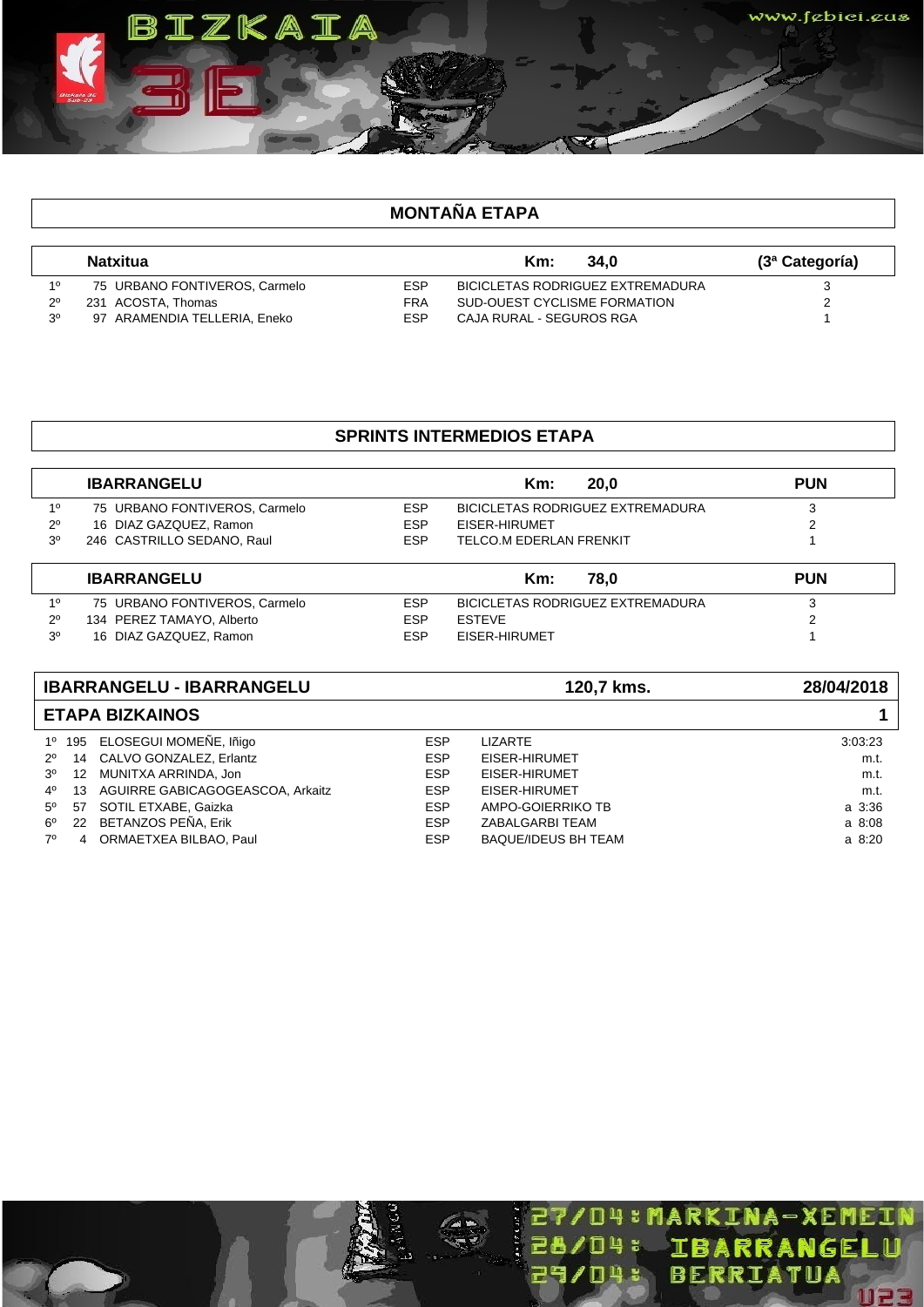## MONTAÑA ETAPA

| Natxitua | | | | Km: 34,0 | (3ª Categoría) |
|---|---|---|---|---|---|
| 1º | 75 | URBANO FONTIVEROS, Carmelo | ESP | BICICLETAS RODRIGUEZ EXTREMADURA | 3 |
| 2º | 231 | ACOSTA, Thomas | FRA | SUD-OUEST CYCLISME FORMATION | 2 |
| 3º | 97 | ARAMENDIA TELLERIA, Eneko | ESP | CAJA RURAL - SEGUROS RGA | 1 |

## SPRINTS INTERMEDIOS ETAPA

| IBARRANGELU | | | | Km: 20,0 | PUN |
|---|---|---|---|---|---|
| 1º | 75 | URBANO FONTIVEROS, Carmelo | ESP | BICICLETAS RODRIGUEZ EXTREMADURA | 3 |
| 2º | 16 | DIAZ GAZQUEZ, Ramon | ESP | EISER-HIRUMET | 2 |
| 3º | 246 | CASTRILLO SEDANO, Raul | ESP | TELCO.M EDERLAN FRENKIT | 1 |

| IBARRANGELU | | | | Km: 78,0 | PUN |
|---|---|---|---|---|---|
| 1º | 75 | URBANO FONTIVEROS, Carmelo | ESP | BICICLETAS RODRIGUEZ EXTREMADURA | 3 |
| 2º | 134 | PEREZ TAMAYO, Alberto | ESP | ESTEVE | 2 |
| 3º | 16 | DIAZ GAZQUEZ, Ramon | ESP | EISER-HIRUMET | 1 |

## IBARRANGELU - IBARRANGELU — 120,7 kms. — 28/04/2018

### ETAPA BIZKAINOS — 1

| | | | | | |
|---|---|---|---|---|---|
| 1º | 195 | ELOSEGUI MOMEÑE, Iñigo | ESP | LIZARTE | 3:03:23 |
| 2º | 14 | CALVO GONZALEZ, Erlantz | ESP | EISER-HIRUMET | m.t. |
| 3º | 12 | MUNITXA ARRINDA, Jon | ESP | EISER-HIRUMET | m.t. |
| 4º | 13 | AGUIRRE GABICAGOGEASCOA, Arkaitz | ESP | EISER-HIRUMET | m.t. |
| 5º | 57 | SOTIL ETXABE, Gaizka | ESP | AMPO-GOIERRIKO TB | a 3:36 |
| 6º | 22 | BETANZOS PEÑA, Erik | ESP | ZABALGARBI TEAM | a 8:08 |
| 7º | 4 | ORMAETXEA BILBAO, Paul | ESP | BAQUE/IDEUS BH TEAM | a 8:20 |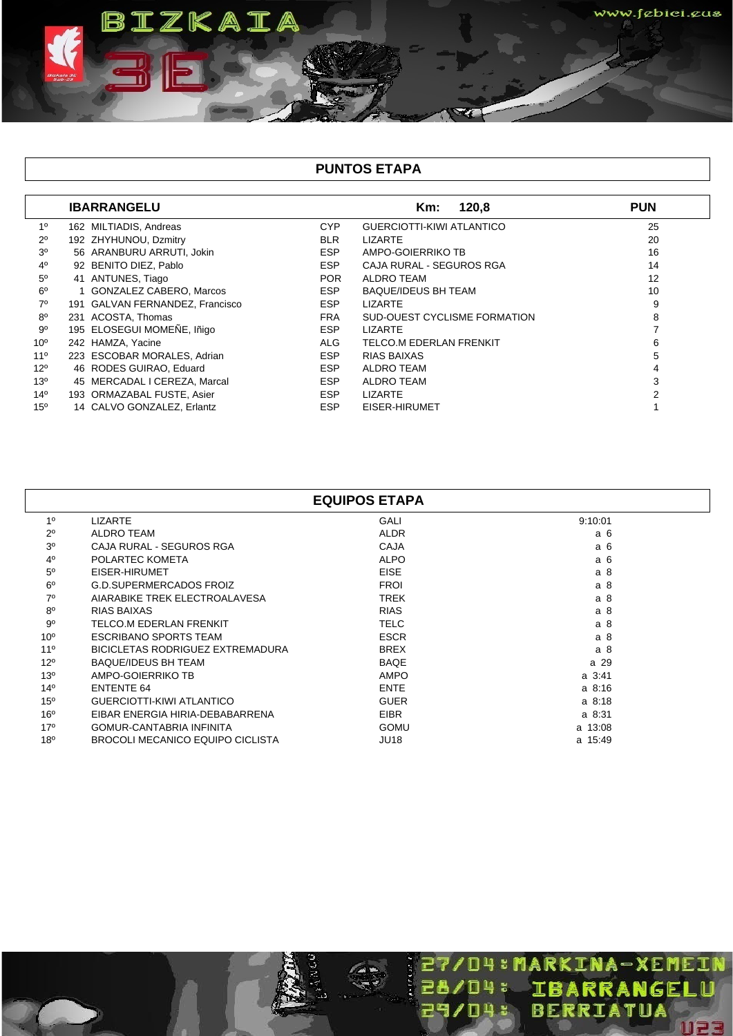## PUNTOS ETAPA

| | IBARRANGELU | | Km: 120,8 | PUN |
|---|---|---|---|---|
| 1º | 162 MILTIADIS, Andreas | CYP | GUERCIOTTI-KIWI ATLANTICO | 25 |
| 2º | 192 ZHYHUNOU, Dzmitry | BLR | LIZARTE | 20 |
| 3º | 56 ARANBURU ARRUTI, Jokin | ESP | AMPO-GOIERRIKO TB | 16 |
| 4º | 92 BENITO DIEZ, Pablo | ESP | CAJA RURAL - SEGUROS RGA | 14 |
| 5º | 41 ANTUNES, Tiago | POR | ALDRO TEAM | 12 |
| 6º | 1 GONZALEZ CABERO, Marcos | ESP | BAQUE/IDEUS BH TEAM | 10 |
| 7º | 191 GALVAN FERNANDEZ, Francisco | ESP | LIZARTE | 9 |
| 8º | 231 ACOSTA, Thomas | FRA | SUD-OUEST CYCLISME FORMATION | 8 |
| 9º | 195 ELOSEGUI MOMEÑE, Iñigo | ESP | LIZARTE | 7 |
| 10º | 242 HAMZA, Yacine | ALG | TELCO.M EDERLAN FRENKIT | 6 |
| 11º | 223 ESCOBAR MORALES, Adrian | ESP | RIAS BAIXAS | 5 |
| 12º | 46 RODES GUIRAO, Eduard | ESP | ALDRO TEAM | 4 |
| 13º | 45 MERCADAL I CEREZA, Marcal | ESP | ALDRO TEAM | 3 |
| 14º | 193 ORMAZABAL FUSTE, Asier | ESP | LIZARTE | 2 |
| 15º | 14 CALVO GONZALEZ, Erlantz | ESP | EISER-HIRUMET | 1 |

## EQUIPOS ETAPA

| | | | |
|---|---|---|---|
| 1º | LIZARTE | GALI | 9:10:01 |
| 2º | ALDRO TEAM | ALDR | a 6 |
| 3º | CAJA RURAL - SEGUROS RGA | CAJA | a 6 |
| 4º | POLARTEC KOMETA | ALPO | a 6 |
| 5º | EISER-HIRUMET | EISE | a 8 |
| 6º | G.D.SUPERMERCADOS FROIZ | FROI | a 8 |
| 7º | AIARABIKE TREK ELECTROALAVESA | TREK | a 8 |
| 8º | RIAS BAIXAS | RIAS | a 8 |
| 9º | TELCO.M EDERLAN FRENKIT | TELC | a 8 |
| 10º | ESCRIBANO SPORTS TEAM | ESCR | a 8 |
| 11º | BICICLETAS RODRIGUEZ EXTREMADURA | BREX | a 8 |
| 12º | BAQUE/IDEUS BH TEAM | BAQE | a 29 |
| 13º | AMPO-GOIERRIKO TB | AMPO | a 3:41 |
| 14º | ENTENTE 64 | ENTE | a 8:16 |
| 15º | GUERCIOTTI-KIWI ATLANTICO | GUER | a 8:18 |
| 16º | EIBAR ENERGIA HIRIA-DEBABARRENA | EIBR | a 8:31 |
| 17º | GOMUR-CANTABRIA INFINITA | GOMU | a 13:08 |
| 18º | BROCOLI MECANICO EQUIPO CICLISTA | JU18 | a 15:49 |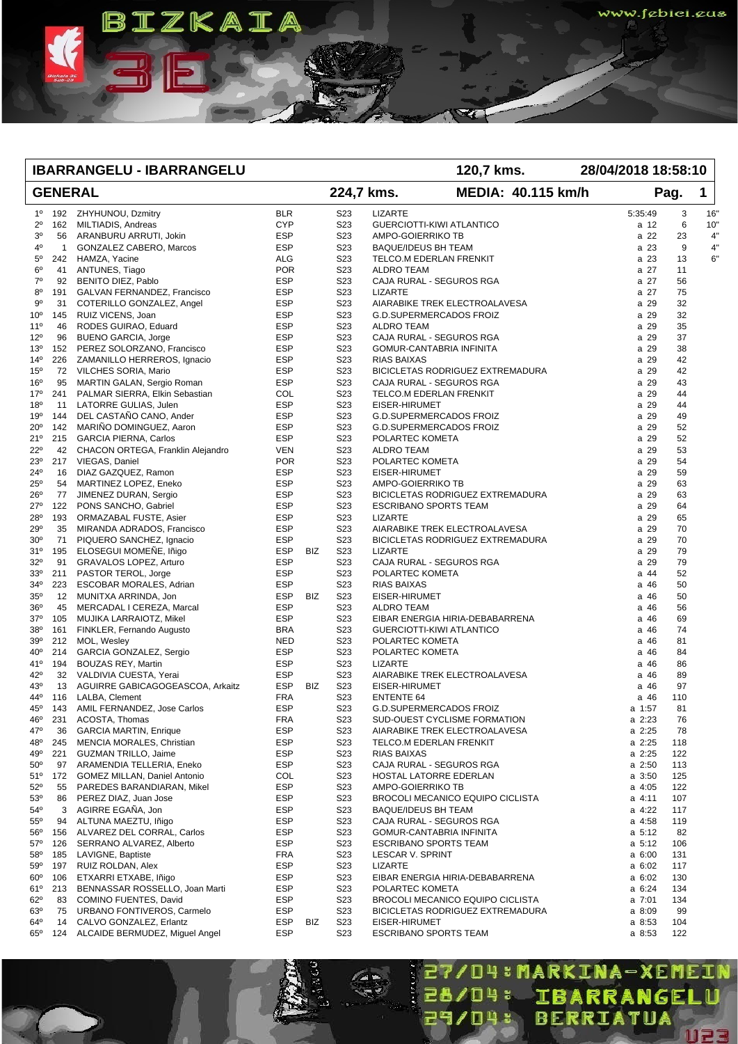## IBARRANGELU - IBARRANGELU

**120,7 kms.** **28/04/2018 18:58:10**

## GENERAL

**224,7 kms.** **MEDIA: 40.115 km/h** **Pag. 1**

| | | | | | | | | | |
|---|---|---|---|---|---|---|---|---|---|
| 1º | 192 | ZHYHUNOU, Dzmitry | BLR | | S23 | LIZARTE | 5:35:49 | 3 | 16" |
| 2º | 162 | MILTIADIS, Andreas | CYP | | S23 | GUERCIOTTI-KIWI ATLANTICO | a 12 | 6 | 10" |
| 3º | 56 | ARANBURU ARRUTI, Jokin | ESP | | S23 | AMPO-GOIERRIKO TB | a 22 | 23 | 4" |
| 4º | 1 | GONZALEZ CABERO, Marcos | ESP | | S23 | BAQUE/IDEUS BH TEAM | a 23 | 9 | 4" |
| 5º | 242 | HAMZA, Yacine | ALG | | S23 | TELCO.M EDERLAN FRENKIT | a 23 | 13 | 6" |
| 6º | 41 | ANTUNES, Tiago | POR | | S23 | ALDRO TEAM | a 27 | 11 | |
| 7º | 92 | BENITO DIEZ, Pablo | ESP | | S23 | CAJA RURAL - SEGUROS RGA | a 27 | 56 | |
| 8º | 191 | GALVAN FERNANDEZ, Francisco | ESP | | S23 | LIZARTE | a 27 | 75 | |
| 9º | 31 | COTERILLO GONZALEZ, Angel | ESP | | S23 | AIARABIKE TREK ELECTROALAVESA | a 29 | 32 | |
| 10º | 145 | RUIZ VICENS, Joan | ESP | | S23 | G.D.SUPERMERCADOS FROIZ | a 29 | 32 | |
| 11º | 46 | RODES GUIRAO, Eduard | ESP | | S23 | ALDRO TEAM | a 29 | 35 | |
| 12º | 96 | BUENO GARCIA, Jorge | ESP | | S23 | CAJA RURAL - SEGUROS RGA | a 29 | 37 | |
| 13º | 152 | PEREZ SOLORZANO, Francisco | ESP | | S23 | GOMUR-CANTABRIA INFINITA | a 29 | 38 | |
| 14º | 226 | ZAMANILLO HERREROS, Ignacio | ESP | | S23 | RIAS BAIXAS | a 29 | 42 | |
| 15º | 72 | VILCHES SORIA, Mario | ESP | | S23 | BICICLETAS RODRIGUEZ EXTREMADURA | a 29 | 42 | |
| 16º | 95 | MARTIN GALAN, Sergio Roman | ESP | | S23 | CAJA RURAL - SEGUROS RGA | a 29 | 43 | |
| 17º | 241 | PALMAR SIERRA, Elkin Sebastian | COL | | S23 | TELCO.M EDERLAN FRENKIT | a 29 | 44 | |
| 18º | 11 | LATORRE GULIAS, Julen | ESP | | S23 | EISER-HIRUMET | a 29 | 44 | |
| 19º | 144 | DEL CASTAÑO CANO, Ander | ESP | | S23 | G.D.SUPERMERCADOS FROIZ | a 29 | 49 | |
| 20º | 142 | MARIÑO DOMINGUEZ, Aaron | ESP | | S23 | G.D.SUPERMERCADOS FROIZ | a 29 | 52 | |
| 21º | 215 | GARCIA PIERNA, Carlos | ESP | | S23 | POLARTEC KOMETA | a 29 | 52 | |
| 22º | 42 | CHACON ORTEGA, Franklin Alejandro | VEN | | S23 | ALDRO TEAM | a 29 | 53 | |
| 23º | 217 | VIEGAS, Daniel | POR | | S23 | POLARTEC KOMETA | a 29 | 54 | |
| 24º | 16 | DIAZ GAZQUEZ, Ramon | ESP | | S23 | EISER-HIRUMET | a 29 | 59 | |
| 25º | 54 | MARTINEZ LOPEZ, Eneko | ESP | | S23 | AMPO-GOIERRIKO TB | a 29 | 63 | |
| 26º | 77 | JIMENEZ DURAN, Sergio | ESP | | S23 | BICICLETAS RODRIGUEZ EXTREMADURA | a 29 | 63 | |
| 27º | 122 | PONS SANCHO, Gabriel | ESP | | S23 | ESCRIBANO SPORTS TEAM | a 29 | 64 | |
| 28º | 193 | ORMAZABAL FUSTE, Asier | ESP | | S23 | LIZARTE | a 29 | 65 | |
| 29º | 35 | MIRANDA ADRADOS, Francisco | ESP | | S23 | AIARABIKE TREK ELECTROALAVESA | a 29 | 70 | |
| 30º | 71 | PIQUERO SANCHEZ, Ignacio | ESP | | S23 | BICICLETAS RODRIGUEZ EXTREMADURA | a 29 | 70 | |
| 31º | 195 | ELOSEGUI MOMEÑE, Iñigo | ESP | BIZ | S23 | LIZARTE | a 29 | 79 | |
| 32º | 91 | GRAVALOS LOPEZ, Arturo | ESP | | S23 | CAJA RURAL - SEGUROS RGA | a 29 | 79 | |
| 33º | 211 | PASTOR TEROL, Jorge | ESP | | S23 | POLARTEC KOMETA | a 44 | 52 | |
| 34º | 223 | ESCOBAR MORALES, Adrian | ESP | | S23 | RIAS BAIXAS | a 46 | 50 | |
| 35º | 12 | MUNITXA ARRINDA, Jon | ESP | BIZ | S23 | EISER-HIRUMET | a 46 | 50 | |
| 36º | 45 | MERCADAL I CEREZA, Marcal | ESP | | S23 | ALDRO TEAM | a 46 | 56 | |
| 37º | 105 | MUJIKA LARRAIOTZ, Mikel | ESP | | S23 | EIBAR ENERGIA HIRIA-DEBABARRENA | a 46 | 69 | |
| 38º | 161 | FINKLER, Fernando Augusto | BRA | | S23 | GUERCIOTTI-KIWI ATLANTICO | a 46 | 74 | |
| 39º | 212 | MOL, Wesley | NED | | S23 | POLARTEC KOMETA | a 46 | 81 | |
| 40º | 214 | GARCIA GONZALEZ, Sergio | ESP | | S23 | POLARTEC KOMETA | a 46 | 84 | |
| 41º | 194 | BOUZAS REY, Martin | ESP | | S23 | LIZARTE | a 46 | 86 | |
| 42º | 32 | VALDIVIA CUESTA, Yerai | ESP | | S23 | AIARABIKE TREK ELECTROALAVESA | a 46 | 89 | |
| 43º | 13 | AGUIRRE GABICAGOGEASCOA, Arkaitz | ESP | BIZ | S23 | EISER-HIRUMET | a 46 | 97 | |
| 44º | 116 | LALBA, Clement | FRA | | S23 | ENTENTE 64 | a 46 | 110 | |
| 45º | 143 | AMIL FERNANDEZ, Jose Carlos | ESP | | S23 | G.D.SUPERMERCADOS FROIZ | a 1:57 | 81 | |
| 46º | 231 | ACOSTA, Thomas | FRA | | S23 | SUD-OUEST CYCLISME FORMATION | a 2:23 | 76 | |
| 47º | 36 | GARCIA MARTIN, Enrique | ESP | | S23 | AIARABIKE TREK ELECTROALAVESA | a 2:25 | 78 | |
| 48º | 245 | MENCIA MORALES, Christian | ESP | | S23 | TELCO.M EDERLAN FRENKIT | a 2:25 | 118 | |
| 49º | 221 | GUZMAN TRILLO, Jaime | ESP | | S23 | RIAS BAIXAS | a 2:25 | 122 | |
| 50º | 97 | ARAMENDIA TELLERIA, Eneko | ESP | | S23 | CAJA RURAL - SEGUROS RGA | a 2:50 | 113 | |
| 51º | 172 | GOMEZ MILLAN, Daniel Antonio | COL | | S23 | HOSTAL LATORRE EDERLAN | a 3:50 | 125 | |
| 52º | 55 | PAREDES BARANDIARAN, Mikel | ESP | | S23 | AMPO-GOIERRIKO TB | a 4:05 | 122 | |
| 53º | 86 | PEREZ DIAZ, Juan Jose | ESP | | S23 | BROCOLI MECANICO EQUIPO CICLISTA | a 4:11 | 107 | |
| 54º | 3 | AGIRRE EGAÑA, Jon | ESP | | S23 | BAQUE/IDEUS BH TEAM | a 4:22 | 117 | |
| 55º | 94 | ALTUNA MAEZTU, Iñigo | ESP | | S23 | CAJA RURAL - SEGUROS RGA | a 4:58 | 119 | |
| 56º | 156 | ALVAREZ DEL CORRAL, Carlos | ESP | | S23 | GOMUR-CANTABRIA INFINITA | a 5:12 | 82 | |
| 57º | 126 | SERRANO ALVAREZ, Alberto | ESP | | S23 | ESCRIBANO SPORTS TEAM | a 5:12 | 106 | |
| 58º | 185 | LAVIGNE, Baptiste | FRA | | S23 | LESCAR V. SPRINT | a 6:00 | 131 | |
| 59º | 197 | RUIZ ROLDAN, Alex | ESP | | S23 | LIZARTE | a 6:02 | 117 | |
| 60º | 106 | ETXARRI ETXABE, Iñigo | ESP | | S23 | EIBAR ENERGIA HIRIA-DEBABARRENA | a 6:02 | 130 | |
| 61º | 213 | BENNASSAR ROSSELLO, Joan Marti | ESP | | S23 | POLARTEC KOMETA | a 6:24 | 134 | |
| 62º | 83 | COMINO FUENTES, David | ESP | | S23 | BROCOLI MECANICO EQUIPO CICLISTA | a 7:01 | 134 | |
| 63º | 75 | URBANO FONTIVEROS, Carmelo | ESP | | S23 | BICICLETAS RODRIGUEZ EXTREMADURA | a 8:09 | 99 | |
| 64º | 14 | CALVO GONZALEZ, Erlantz | ESP | BIZ | S23 | EISER-HIRUMET | a 8:53 | 104 | |
| 65º | 124 | ALCAIDE BERMUDEZ, Miguel Angel | ESP | | S23 | ESCRIBANO SPORTS TEAM | a 8:53 | 122 | |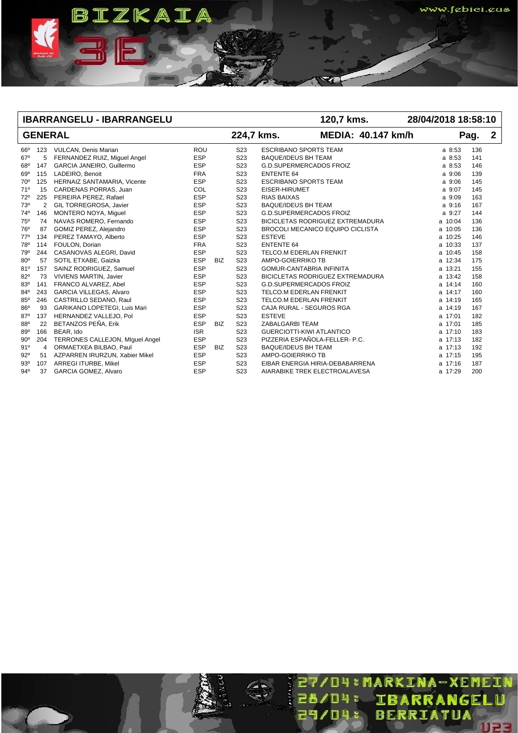## IBARRANGELU - IBARRANGELU | 120,7 kms. | 28/04/2018 18:58:10

## GENERAL | 224,7 kms. | MEDIA: 40.147 km/h

| | | | | | | | | |
|---|---|---|---|---|---|---|---|---|
| 66º | 123 | VULCAN, Denis Marian | ROU | | S23 | ESCRIBANO SPORTS TEAM | a 8:53 | 136 |
| 67º | 5 | FERNANDEZ RUIZ, Miguel Angel | ESP | | S23 | BAQUE/IDEUS BH TEAM | a 8:53 | 141 |
| 68º | 147 | GARCIA JANEIRO, Guillermo | ESP | | S23 | G.D.SUPERMERCADOS FROIZ | a 8:53 | 146 |
| 69º | 115 | LADEIRO, Benoit | FRA | | S23 | ENTENTE 64 | a 9:06 | 139 |
| 70º | 125 | HERNAIZ SANTAMARIA, Vicente | ESP | | S23 | ESCRIBANO SPORTS TEAM | a 9:06 | 145 |
| 71º | 15 | CARDENAS PORRAS, Juan | COL | | S23 | EISER-HIRUMET | a 9:07 | 145 |
| 72º | 225 | PEREIRA PEREZ, Rafael | ESP | | S23 | RIAS BAIXAS | a 9:09 | 163 |
| 73º | 2 | GIL TORREGROSA, Javier | ESP | | S23 | BAQUE/IDEUS BH TEAM | a 9:16 | 167 |
| 74º | 146 | MONTERO NOYA, Miguel | ESP | | S23 | G.D.SUPERMERCADOS FROIZ | a 9:27 | 144 |
| 75º | 74 | NAVAS ROMERO, Fernando | ESP | | S23 | BICICLETAS RODRIGUEZ EXTREMADURA | a 10:04 | 136 |
| 76º | 87 | GOMIZ PEREZ, Alejandro | ESP | | S23 | BROCOLI MECANICO EQUIPO CICLISTA | a 10:05 | 136 |
| 77º | 134 | PEREZ TAMAYO, Alberto | ESP | | S23 | ESTEVE | a 10:25 | 146 |
| 78º | 114 | FOULON, Dorian | FRA | | S23 | ENTENTE 64 | a 10:33 | 137 |
| 79º | 244 | CASANOVAS ALEGRI, David | ESP | | S23 | TELCO.M EDERLAN FRENKIT | a 10:45 | 158 |
| 80º | 57 | SOTIL ETXABE, Gaizka | ESP | BIZ | S23 | AMPO-GOIERRIKO TB | a 12:34 | 175 |
| 81º | 157 | SAINZ RODRIGUEZ, Samuel | ESP | | S23 | GOMUR-CANTABRIA INFINITA | a 13:21 | 155 |
| 82º | 73 | VIVIENS MARTIN, Javier | ESP | | S23 | BICICLETAS RODRIGUEZ EXTREMADURA | a 13:42 | 158 |
| 83º | 141 | FRANCO ALVAREZ, Abel | ESP | | S23 | G.D.SUPERMERCADOS FROIZ | a 14:14 | 160 |
| 84º | 243 | GARCIA VILLEGAS, Alvaro | ESP | | S23 | TELCO.M EDERLAN FRENKIT | a 14:17 | 160 |
| 85º | 246 | CASTRILLO SEDANO, Raul | ESP | | S23 | TELCO.M EDERLAN FRENKIT | a 14:19 | 165 |
| 86º | 93 | GARIKANO LOPETEGI, Luis Mari | ESP | | S23 | CAJA RURAL - SEGUROS RGA | a 14:19 | 167 |
| 87º | 137 | HERNANDEZ VALLEJO, Pol | ESP | | S23 | ESTEVE | a 17:01 | 182 |
| 88º | 22 | BETANZOS PEÑA, Erik | ESP | BIZ | S23 | ZABALGARBI TEAM | a 17:01 | 185 |
| 89º | 166 | BEAR, Ido | ISR | | S23 | GUERCIOTTI-KIWI ATLANTICO | a 17:10 | 183 |
| 90º | 204 | TERRONES CALLEJON, MIguel Angel | ESP | | S23 | PIZZERIA ESPAÑOLA-FELLER- P.C. | a 17:13 | 182 |
| 91º | 4 | ORMAETXEA BILBAO, Paul | ESP | BIZ | S23 | BAQUE/IDEUS BH TEAM | a 17:13 | 192 |
| 92º | 51 | AZPARREN IRURZUN, Xabier Mikel | ESP | | S23 | AMPO-GOIERRIKO TB | a 17:15 | 195 |
| 93º | 107 | ARREGI ITURBE, Mikel | ESP | | S23 | EIBAR ENERGIA HIRIA-DEBABARRENA | a 17:16 | 187 |
| 94º | 37 | GARCIA GOMEZ, Alvaro | ESP | | S23 | AIARABIKE TREK ELECTROALAVESA | a 17:29 | 200 |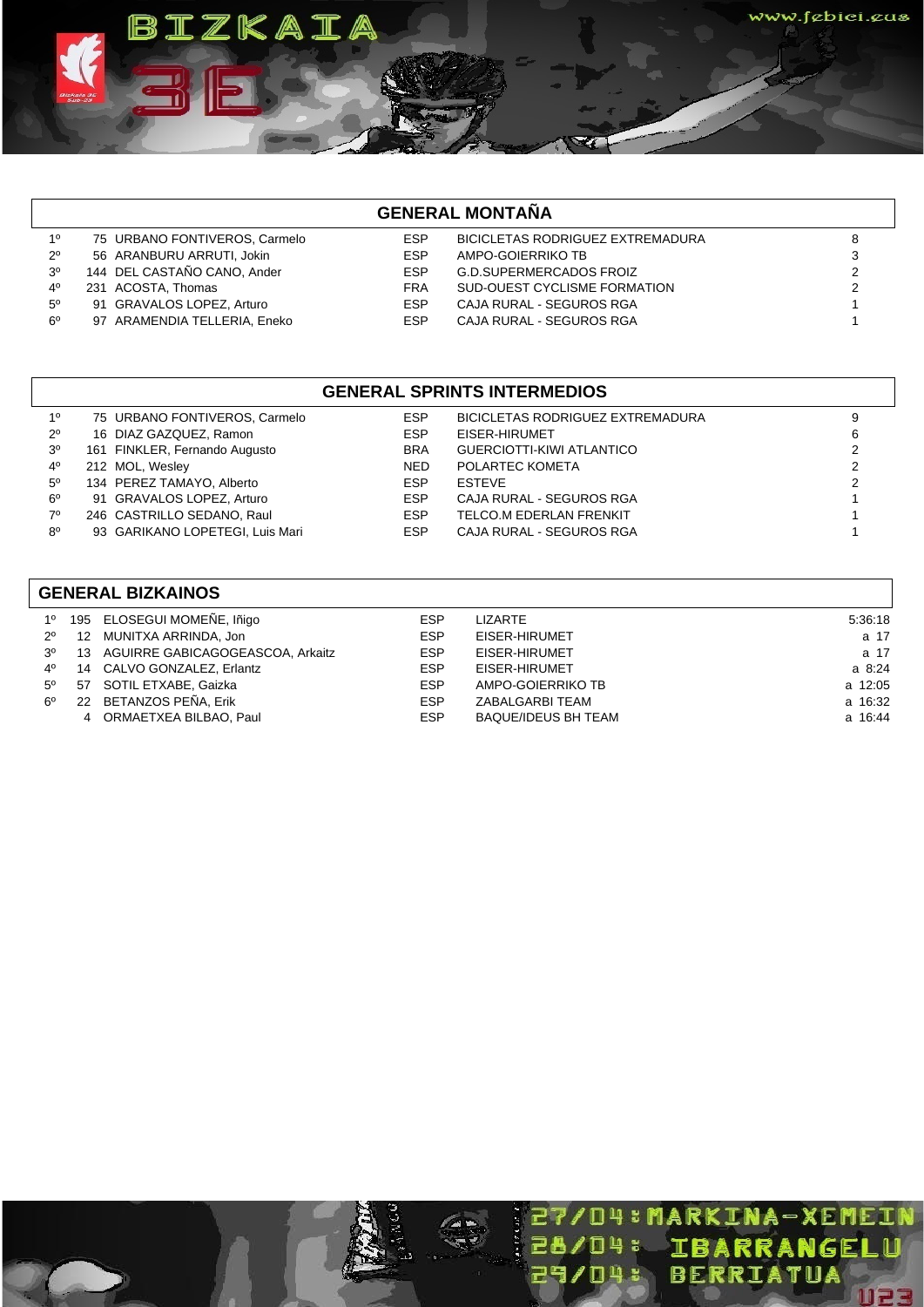## GENERAL MONTAÑA

| | | | | | |
|---|---|---|---|---|---|
| 1º | 75 | URBANO FONTIVEROS, Carmelo | ESP | BICICLETAS RODRIGUEZ EXTREMADURA | 8 |
| 2º | 56 | ARANBURU ARRUTI, Jokin | ESP | AMPO-GOIERRIKO TB | 3 |
| 3º | 144 | DEL CASTAÑO CANO, Ander | ESP | G.D.SUPERMERCADOS FROIZ | 2 |
| 4º | 231 | ACOSTA, Thomas | FRA | SUD-OUEST CYCLISME FORMATION | 2 |
| 5º | 91 | GRAVALOS LOPEZ, Arturo | ESP | CAJA RURAL - SEGUROS RGA | 1 |
| 6º | 97 | ARAMENDIA TELLERIA, Eneko | ESP | CAJA RURAL - SEGUROS RGA | 1 |

## GENERAL SPRINTS INTERMEDIOS

| | | | | | |
|---|---|---|---|---|---|
| 1º | 75 | URBANO FONTIVEROS, Carmelo | ESP | BICICLETAS RODRIGUEZ EXTREMADURA | 9 |
| 2º | 16 | DIAZ GAZQUEZ, Ramon | ESP | EISER-HIRUMET | 6 |
| 3º | 161 | FINKLER, Fernando Augusto | BRA | GUERCIOTTI-KIWI ATLANTICO | 2 |
| 4º | 212 | MOL, Wesley | NED | POLARTEC KOMETA | 2 |
| 5º | 134 | PEREZ TAMAYO, Alberto | ESP | ESTEVE | 2 |
| 6º | 91 | GRAVALOS LOPEZ, Arturo | ESP | CAJA RURAL - SEGUROS RGA | 1 |
| 7º | 246 | CASTRILLO SEDANO, Raul | ESP | TELCO.M EDERLAN FRENKIT | 1 |
| 8º | 93 | GARIKANO LOPETEGI, Luis Mari | ESP | CAJA RURAL - SEGUROS RGA | 1 |

## GENERAL BIZKAINOS

| | | | | | |
|---|---|---|---|---|---|
| 1º | 195 | ELOSEGUI MOMEÑE, Iñigo | ESP | LIZARTE | 5:36:18 |
| 2º | 12 | MUNITXA ARRINDA, Jon | ESP | EISER-HIRUMET | a 17 |
| 3º | 13 | AGUIRRE GABICAGOGEASCOA, Arkaitz | ESP | EISER-HIRUMET | a 17 |
| 4º | 14 | CALVO GONZALEZ, Erlantz | ESP | EISER-HIRUMET | a 8:24 |
| 5º | 57 | SOTIL ETXABE, Gaizka | ESP | AMPO-GOIERRIKO TB | a 12:05 |
| 6º | 22 | BETANZOS PEÑA, Erik | ESP | ZABALGARBI TEAM | a 16:32 |
| | 4 | ORMAETXEA BILBAO, Paul | ESP | BAQUE/IDEUS BH TEAM | a 16:44 |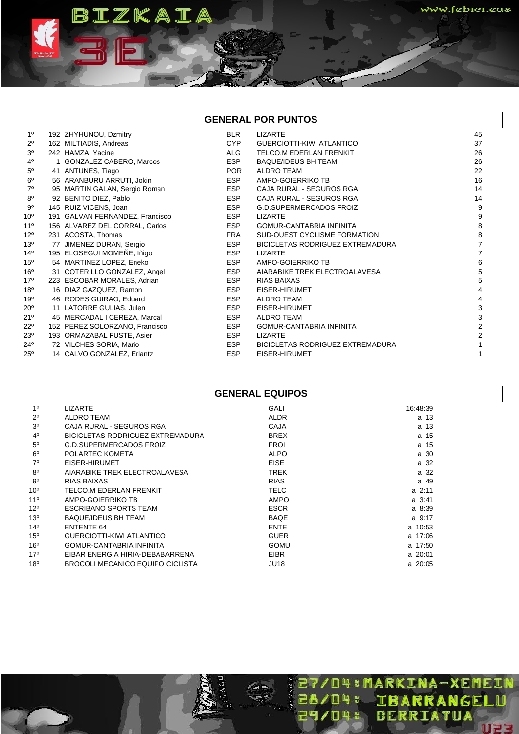## GENERAL POR PUNTOS

| | | | | | |
|---|---|---|---|---|---|
| 1º | 192 | ZHYHUNOU, Dzmitry | BLR | LIZARTE | 45 |
| 2º | 162 | MILTIADIS, Andreas | CYP | GUERCIOTTI-KIWI ATLANTICO | 37 |
| 3º | 242 | HAMZA, Yacine | ALG | TELCO.M EDERLAN FRENKIT | 26 |
| 4º | 1 | GONZALEZ CABERO, Marcos | ESP | BAQUE/IDEUS BH TEAM | 26 |
| 5º | 41 | ANTUNES, Tiago | POR | ALDRO TEAM | 22 |
| 6º | 56 | ARANBURU ARRUTI, Jokin | ESP | AMPO-GOIERRIKO TB | 16 |
| 7º | 95 | MARTIN GALAN, Sergio Roman | ESP | CAJA RURAL - SEGUROS RGA | 14 |
| 8º | 92 | BENITO DIEZ, Pablo | ESP | CAJA RURAL - SEGUROS RGA | 14 |
| 9º | 145 | RUIZ VICENS, Joan | ESP | G.D.SUPERMERCADOS FROIZ | 9 |
| 10º | 191 | GALVAN FERNANDEZ, Francisco | ESP | LIZARTE | 9 |
| 11º | 156 | ALVAREZ DEL CORRAL, Carlos | ESP | GOMUR-CANTABRIA INFINITA | 8 |
| 12º | 231 | ACOSTA, Thomas | FRA | SUD-OUEST CYCLISME FORMATION | 8 |
| 13º | 77 | JIMENEZ DURAN, Sergio | ESP | BICICLETAS RODRIGUEZ EXTREMADURA | 7 |
| 14º | 195 | ELOSEGUI MOMEÑE, Iñigo | ESP | LIZARTE | 7 |
| 15º | 54 | MARTINEZ LOPEZ, Eneko | ESP | AMPO-GOIERRIKO TB | 6 |
| 16º | 31 | COTERILLO GONZALEZ, Angel | ESP | AIARABIKE TREK ELECTROALAVESA | 5 |
| 17º | 223 | ESCOBAR MORALES, Adrian | ESP | RIAS BAIXAS | 5 |
| 18º | 16 | DIAZ GAZQUEZ, Ramon | ESP | EISER-HIRUMET | 4 |
| 19º | 46 | RODES GUIRAO, Eduard | ESP | ALDRO TEAM | 4 |
| 20º | 11 | LATORRE GULIAS, Julen | ESP | EISER-HIRUMET | 3 |
| 21º | 45 | MERCADAL I CEREZA, Marcal | ESP | ALDRO TEAM | 3 |
| 22º | 152 | PEREZ SOLORZANO, Francisco | ESP | GOMUR-CANTABRIA INFINITA | 2 |
| 23º | 193 | ORMAZABAL FUSTE, Asier | ESP | LIZARTE | 2 |
| 24º | 72 | VILCHES SORIA, Mario | ESP | BICICLETAS RODRIGUEZ EXTREMADURA | 1 |
| 25º | 14 | CALVO GONZALEZ, Erlantz | ESP | EISER-HIRUMET | 1 |

## GENERAL EQUIPOS

| | | | |
|---|---|---|---|
| 1º | LIZARTE | GALI | 16:48:39 |
| 2º | ALDRO TEAM | ALDR | a 13 |
| 3º | CAJA RURAL - SEGUROS RGA | CAJA | a 13 |
| 4º | BICICLETAS RODRIGUEZ EXTREMADURA | BREX | a 15 |
| 5º | G.D.SUPERMERCADOS FROIZ | FROI | a 15 |
| 6º | POLARTEC KOMETA | ALPO | a 30 |
| 7º | EISER-HIRUMET | EISE | a 32 |
| 8º | AIARABIKE TREK ELECTROALAVESA | TREK | a 32 |
| 9º | RIAS BAIXAS | RIAS | a 49 |
| 10º | TELCO.M EDERLAN FRENKIT | TELC | a 2:11 |
| 11º | AMPO-GOIERRIKO TB | AMPO | a 3:41 |
| 12º | ESCRIBANO SPORTS TEAM | ESCR | a 8:39 |
| 13º | BAQUE/IDEUS BH TEAM | BAQE | a 9:17 |
| 14º | ENTENTE 64 | ENTE | a 10:53 |
| 15º | GUERCIOTTI-KIWI ATLANTICO | GUER | a 17:06 |
| 16º | GOMUR-CANTABRIA INFINITA | GOMU | a 17:50 |
| 17º | EIBAR ENERGIA HIRIA-DEBABARRENA | EIBR | a 20:01 |
| 18º | BROCOLI MECANICO EQUIPO CICLISTA | JU18 | a 20:05 |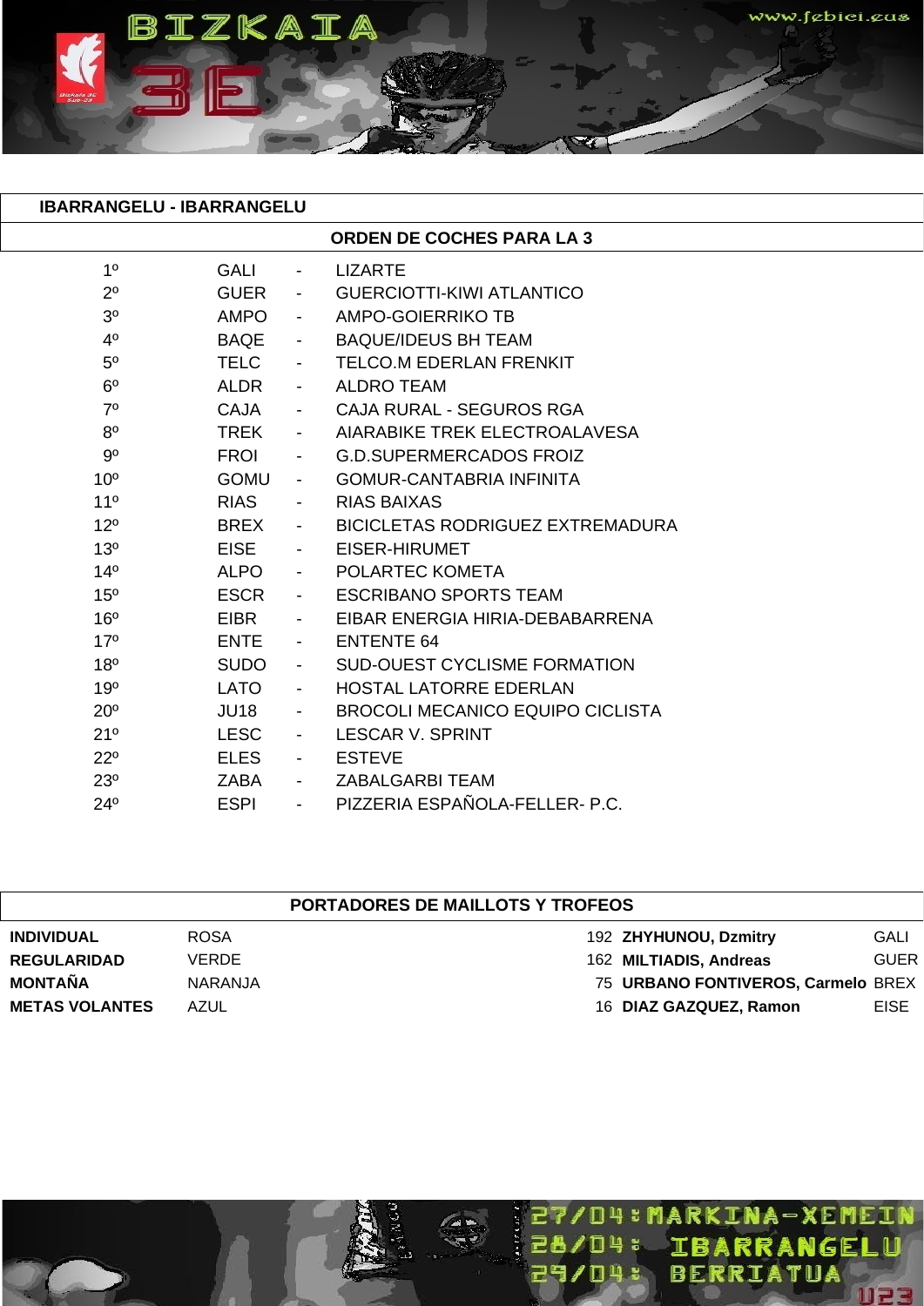## IBARRANGELU - IBARRANGELU

### ORDEN DE COCHES PARA LA 3

| | | | |
|---|---|---|---|
| 1º | GALI | - | LIZARTE |
| 2º | GUER | - | GUERCIOTTI-KIWI ATLANTICO |
| 3º | AMPO | - | AMPO-GOIERRIKO TB |
| 4º | BAQE | - | BAQUE/IDEUS BH TEAM |
| 5º | TELC | - | TELCO.M EDERLAN FRENKIT |
| 6º | ALDR | - | ALDRO TEAM |
| 7º | CAJA | - | CAJA RURAL - SEGUROS RGA |
| 8º | TREK | - | AIARABIKE TREK ELECTROALAVESA |
| 9º | FROI | - | G.D.SUPERMERCADOS FROIZ |
| 10º | GOMU | - | GOMUR-CANTABRIA INFINITA |
| 11º | RIAS | - | RIAS BAIXAS |
| 12º | BREX | - | BICICLETAS RODRIGUEZ EXTREMADURA |
| 13º | EISE | - | EISER-HIRUMET |
| 14º | ALPO | - | POLARTEC KOMETA |
| 15º | ESCR | - | ESCRIBANO SPORTS TEAM |
| 16º | EIBR | - | EIBAR ENERGIA HIRIA-DEBABARRENA |
| 17º | ENTE | - | ENTENTE 64 |
| 18º | SUDO | - | SUD-OUEST CYCLISME FORMATION |
| 19º | LATO | - | HOSTAL LATORRE EDERLAN |
| 20º | JU18 | - | BROCOLI MECANICO EQUIPO CICLISTA |
| 21º | LESC | - | LESCAR V. SPRINT |
| 22º | ELES | - | ESTEVE |
| 23º | ZABA | - | ZABALGARBI TEAM |
| 24º | ESPI | - | PIZZERIA ESPAÑOLA-FELLER- P.C. |

### PORTADORES DE MAILLOTS Y TROFEOS

| | | | | |
|---|---|---|---|---|
| **INDIVIDUAL** | ROSA | 192 | **ZHYHUNOU, Dzmitry** | GALI |
| **REGULARIDAD** | VERDE | 162 | **MILTIADIS, Andreas** | GUER |
| **MONTAÑA** | NARANJA | 75 | **URBANO FONTIVEROS, Carmelo** | BREX |
| **METAS VOLANTES** | AZUL | 16 | **DIAZ GAZQUEZ, Ramon** | EISE |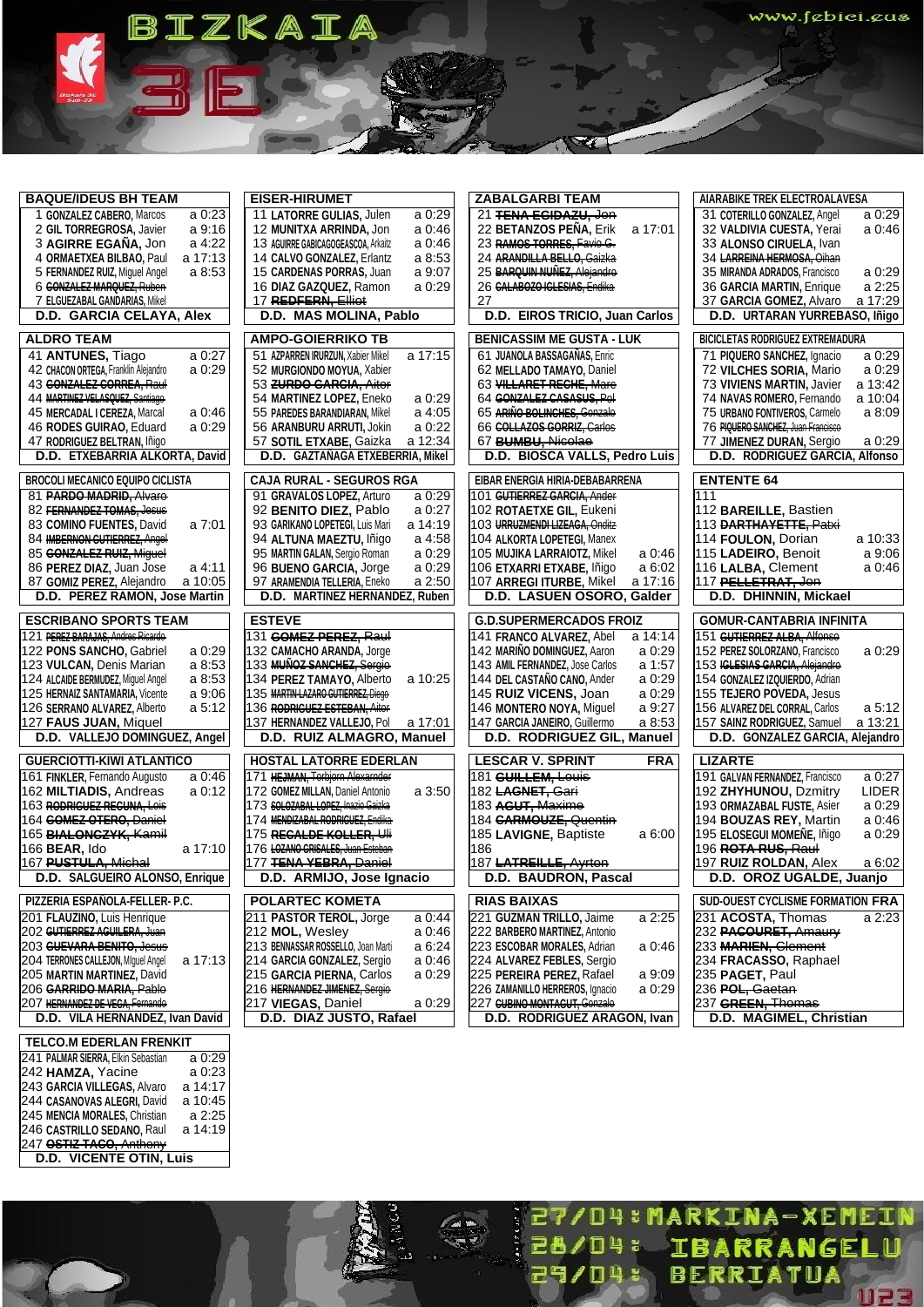# BIZKAIA 3E

www.febici.eus

| BAQUE/IDEUS BH TEAM | | |
|---|---|---|
| 1 | GONZALEZ CABERO, Marcos | a 0:23 |
| 2 | GIL TORREGROSA, Javier | a 9:16 |
| 3 | AGIRRE EGAÑA, Jon | a 4:22 |
| 4 | ORMAETXEA BILBAO, Paul | a 17:13 |
| 5 | FERNANDEZ RUIZ, Miguel Angel | a 8:53 |
| 6 | ~~GONZALEZ MARQUEZ, Ruben~~ | |
| 7 | ELGUEZABAL GANDARIAS, Mikel | |
| D.D. | GARCIA CELAYA, Alex | |

| EISER-HIRUMET | | |
|---|---|---|
| 11 | LATORRE GULIAS, Julen | a 0:29 |
| 12 | MUNITXA ARRINDA, Jon | a 0:46 |
| 13 | AGUIRRE GABICAGOGEASCOA, Arkaitz | a 0:46 |
| 14 | CALVO GONZALEZ, Erlantz | a 8:53 |
| 15 | CARDENAS PORRAS, Juan | a 9:07 |
| 16 | DIAZ GAZQUEZ, Ramon | a 0:29 |
| 17 | ~~REDFERN, Elliot~~ | |
| D.D. | MAS MOLINA, Pablo | |

| ZABALGARBI TEAM | | |
|---|---|---|
| 21 | ~~TENA EGIDAZU, Jon~~ | |
| 22 | BETANZOS PEÑA, Erik | a 17:01 |
| 23 | ~~RAMOS TORRES, Favio G.~~ | |
| 24 | ~~ARANDILLA BELLO, Gaizka~~ | |
| 25 | ~~BARQUIN NUÑEZ, Alejandro~~ | |
| 26 | ~~CALABOZO IGLESIAS, Endika~~ | |
| 27 | | |
| D.D. | EIROS TRICIO, Juan Carlos | |

| AIARABIKE TREK ELECTROALAVESA | | |
|---|---|---|
| 31 | COTERILLO GONZALEZ, Angel | a 0:29 |
| 32 | VALDIVIA CUESTA, Yerai | a 0:46 |
| 33 | ALONSO CIRUELA, Ivan | |
| 34 | ~~LARREINA HERMOSA, Oihan~~ | |
| 35 | MIRANDA ADRADOS, Francisco | a 0:29 |
| 36 | GARCIA MARTIN, Enrique | a 2:25 |
| 37 | GARCIA GOMEZ, Alvaro | a 17:29 |
| D.D. | URTARAN YURREBASO, Iñigo | |

| ALDRO TEAM | | |
|---|---|---|
| 41 | ANTUNES, Tiago | a 0:27 |
| 42 | CHACON ORTEGA, Franklin Alejandro | a 0:29 |
| 43 | ~~GONZALEZ CORREA, Raul~~ | |
| 44 | ~~MARTINEZ VELASQUEZ, Santiago~~ | |
| 45 | MERCADAL I CEREZA, Marcal | a 0:46 |
| 46 | RODES GUIRAO, Eduard | a 0:29 |
| 47 | RODRIGUEZ BELTRAN, Iñigo | |
| D.D. | ETXEBARRIA ALKORTA, David | |

| AMPO-GOIERRIKO TB | | |
|---|---|---|
| 51 | AZPARREN IRURZUN, Xabier Mikel | a 17:15 |
| 52 | MURGIONDO MOYUA, Xabier | |
| 53 | ~~ZURDO GARCIA, Aitor~~ | |
| 54 | MARTINEZ LOPEZ, Eneko | a 0:29 |
| 55 | PAREDES BARANDIARAN, Mikel | a 4:05 |
| 56 | ARANBURU ARRUTI, Jokin | a 0:22 |
| 57 | SOTIL ETXABE, Gaizka | a 12:34 |
| D.D. | GAZTAÑAGA ETXEBERRIA, Mikel | |

| BENICASSIM ME GUSTA - LUK | | |
|---|---|---|
| 61 | JUANOLA BASSAGAÑAS, Enric | |
| 62 | MELLADO TAMAYO, Daniel | |
| 63 | ~~VILLARET RECHE, Marc~~ | |
| 64 | ~~GONZALEZ CASASUS, Pol~~ | |
| 65 | ~~ARIÑO BOLINCHES, Gonzalo~~ | |
| 66 | ~~COLLAZOS GORRIZ, Carlos~~ | |
| 67 | ~~BUMBU, Nicolae~~ | |
| D.D. | BIOSCA VALLS, Pedro Luis | |

| BICICLETAS RODRIGUEZ EXTREMADURA | | |
|---|---|---|
| 71 | PIQUERO SANCHEZ, Ignacio | a 0:29 |
| 72 | VILCHES SORIA, Mario | a 0:29 |
| 73 | VIVIENS MARTIN, Javier | a 13:42 |
| 74 | NAVAS ROMERO, Fernando | a 10:04 |
| 75 | URBANO FONTIVEROS, Carmelo | a 8:09 |
| 76 | ~~PIQUERO SANCHEZ, Juan Francisco~~ | |
| 77 | JIMENEZ DURAN, Sergio | a 0:29 |
| D.D. | RODRIGUEZ GARCIA, Alfonso | |

| BROCOLI MECANICO EQUIPO CICLISTA | | |
|---|---|---|
| 81 | ~~PARDO MADRID, Alvaro~~ | |
| 82 | ~~FERNANDEZ TOMAS, Jesus~~ | |
| 83 | COMINO FUENTES, David | a 7:01 |
| 84 | ~~IMBERNON GUTIERREZ, Angel~~ | |
| 85 | ~~GONZALEZ RUIZ, Miguel~~ | |
| 86 | PEREZ DIAZ, Juan Jose | a 4:11 |
| 87 | GOMIZ PEREZ, Alejandro | a 10:05 |
| D.D. | PEREZ RAMON, Jose Martin | |

| CAJA RURAL - SEGUROS RGA | | |
|---|---|---|
| 91 | GRAVALOS LOPEZ, Arturo | a 0:29 |
| 92 | BENITO DIEZ, Pablo | a 0:27 |
| 93 | GARIKANO LOPETEGI, Luis Mari | a 14:19 |
| 94 | ALTUNA MAEZTU, Iñigo | a 4:58 |
| 95 | MARTIN GALAN, Sergio Roman | a 0:29 |
| 96 | BUENO GARCIA, Jorge | a 0:29 |
| 97 | ARAMENDIA TELLERIA, Eneko | a 2:50 |
| D.D. | MARTINEZ HERNANDEZ, Ruben | |

| EIBAR ENERGIA HIRIA-DEBABARRENA | | |
|---|---|---|
| 101 | ~~GUTIERREZ GARCIA, Ander~~ | |
| 102 | ROTAETXE GIL, Eukeni | |
| 103 | ~~URRUZMENDI LIZEAGA, Onditz~~ | |
| 104 | ALKORTA LOPETEGI, Manex | |
| 105 | MUJIKA LARRAIOTZ, Mikel | a 0:46 |
| 106 | ETXARRI ETXABE, Iñigo | a 6:02 |
| 107 | ARREGI ITURBE, Mikel | a 17:16 |
| D.D. | LASUEN OSORO, Galder | |

| ENTENTE 64 | | |
|---|---|---|
| 111 | | |
| 112 | BAREILLE, Bastien | |
| 113 | ~~DARTHAYETTE, Patxi~~ | |
| 114 | FOULON, Dorian | a 10:33 |
| 115 | LADEIRO, Benoit | a 9:06 |
| 116 | LALBA, Clement | a 0:46 |
| 117 | ~~PELLETRAT, Jon~~ | |
| D.D. | DHINNIN, Mickael | |

| ESCRIBANO SPORTS TEAM | | |
|---|---|---|
| 121 | ~~PEREZ BARAJAS, Andres Ricardo~~ | |
| 122 | PONS SANCHO, Gabriel | a 0:29 |
| 123 | VULCAN, Denis Marian | a 8:53 |
| 124 | ALCAIDE BERMUDEZ, Miguel Angel | a 8:53 |
| 125 | HERNAIZ SANTAMARIA, Vicente | a 9:06 |
| 126 | SERRANO ALVAREZ, Alberto | a 5:12 |
| 127 | FAUS JUAN, Miquel | |
| D.D. | VALLEJO DOMINGUEZ, Angel | |

| ESTEVE | | |
|---|---|---|
| 131 | ~~GOMEZ PEREZ, Raul~~ | |
| 132 | CAMACHO ARANDA, Jorge | |
| 133 | ~~MUÑOZ SANCHEZ, Sergio~~ | |
| 134 | PEREZ TAMAYO, Alberto | a 10:25 |
| 135 | ~~MARTIN-LAZARO GUTIERREZ, Diego~~ | |
| 136 | ~~RODRIGUEZ ESTEBAN, Aitor~~ | |
| 137 | HERNANDEZ VALLEJO, Pol | a 17:01 |
| D.D. | RUIZ ALMAGRO, Manuel | |

| G.D.SUPERMERCADOS FROIZ | | |
|---|---|---|
| 141 | FRANCO ALVAREZ, Abel | a 14:14 |
| 142 | MARIÑO DOMINGUEZ, Aaron | a 0:29 |
| 143 | AMIL FERNANDEZ, Jose Carlos | a 1:57 |
| 144 | DEL CASTAÑO CANO, Ander | a 0:29 |
| 145 | RUIZ VICENS, Joan | a 0:29 |
| 146 | MONTERO NOYA, Miguel | a 9:27 |
| 147 | GARCIA JANEIRO, Guillermo | a 8:53 |
| D.D. | RODRIGUEZ GIL, Manuel | |

| GOMUR-CANTABRIA INFINITA | | |
|---|---|---|
| 151 | ~~GUTIERREZ ALBA, Alfonso~~ | |
| 152 | PEREZ SOLORZANO, Francisco | a 0:29 |
| 153 | ~~IGLESIAS GARCIA, Alejandro~~ | |
| 154 | GONZALEZ IZQUIERDO, Adrian | |
| 155 | TEJERO POVEDA, Jesus | |
| 156 | ALVAREZ DEL CORRAL, Carlos | a 5:12 |
| 157 | SAINZ RODRIGUEZ, Samuel | a 13:21 |
| D.D. | GONZALEZ GARCIA, Alejandro | |

| GUERCIOTTI-KIWI ATLANTICO | | |
|---|---|---|
| 161 | FINKLER, Fernando Augusto | a 0:46 |
| 162 | MILTIADIS, Andreas | a 0:12 |
| 163 | ~~RODRIGUEZ RECUNA, Lois~~ | |
| 164 | ~~GOMEZ OTERO, Daniel~~ | |
| 165 | ~~BIALONCZYK, Kamil~~ | |
| 166 | BEAR, Ido | a 17:10 |
| 167 | ~~PUSTULA, Michal~~ | |
| D.D. | SALGUEIRO ALONSO, Enrique | |

| HOSTAL LATORRE EDERLAN | | |
|---|---|---|
| 171 | ~~HEJMAN, Torbjorn Alexander~~ | |
| 172 | GOMEZ MILLAN, Daniel Antonio | a 3:50 |
| 173 | ~~SOLOZABAL LOPEZ, Inazio Gaizka~~ | |
| 174 | ~~MENDIZABAL RODRIGUEZ, Endika~~ | |
| 175 | ~~RECALDE KOLLER, Uli~~ | |
| 176 | ~~LOZANO CRISALES, Juan Esteban~~ | |
| 177 | ~~TENA YEBRA, Daniel~~ | |
| D.D. | ARMIJO, Jose Ignacio | |

| LESCAR V. SPRINT | | FRA |
|---|---|---|
| 181 | ~~GUILLEM, Louis~~ | |
| 182 | ~~LAGNET, Gari~~ | |
| 183 | ~~AGUT, Maxime~~ | |
| 184 | ~~CARMOUZE, Quentin~~ | |
| 185 | LAVIGNE, Baptiste | a 6:00 |
| 186 | | |
| 187 | ~~LATREILLE, Ayrton~~ | |
| D.D. | BAUDRON, Pascal | |

| LIZARTE | | |
|---|---|---|
| 191 | GALVAN FERNANDEZ, Francisco | a 0:27 |
| 192 | ZHYHUNOU, Dzmitry | LIDER |
| 193 | ORMAZABAL FUSTE, Asier | a 0:29 |
| 194 | BOUZAS REY, Martin | a 0:46 |
| 195 | ELOSEGUI MOMEÑE, Iñigo | a 0:29 |
| 196 | ~~ROTA RUS, Raul~~ | |
| 197 | RUIZ ROLDAN, Alex | a 6:02 |
| D.D. | OROZ UGALDE, Juanjo | |

| PIZZERIA ESPAÑOLA-FELLER- P.C. | | |
|---|---|---|
| 201 | FLAUZINO, Luis Henrique | |
| 202 | ~~GUTIERREZ AGUILERA, Juan~~ | |
| 203 | ~~GUEVARA BENITO, Jesus~~ | |
| 204 | TERRONES CALLEJON, Miguel Angel | a 17:13 |
| 205 | MARTIN MARTINEZ, David | |
| 206 | ~~GARRIDO MARIA, Pablo~~ | |
| 207 | ~~HERNANDEZ DE VEGA, Fernando~~ | |
| D.D. | VILA HERNANDEZ, Ivan David | |

| POLARTEC KOMETA | | |
|---|---|---|
| 211 | PASTOR TEROL, Jorge | a 0:44 |
| 212 | MOL, Wesley | a 0:46 |
| 213 | BENNASSAR ROSSELLO, Joan Marti | a 6:24 |
| 214 | GARCIA GONZALEZ, Sergio | a 0:46 |
| 215 | GARCIA PIERNA, Carlos | a 0:29 |
| 216 | ~~HERNANDEZ JIMENEZ, Sergio~~ | |
| 217 | VIEGAS, Daniel | a 0:29 |
| D.D. | DIAZ JUSTO, Rafael | |

| RIAS BAIXAS | | |
|---|---|---|
| 221 | GUZMAN TRILLO, Jaime | a 2:25 |
| 222 | BARBERO MARTINEZ, Antonio | |
| 223 | ESCOBAR MORALES, Adrian | a 0:46 |
| 224 | ALVAREZ FEBLES, Sergio | |
| 225 | PEREIRA PEREZ, Rafael | a 9:09 |
| 226 | ZAMANILLO HERREROS, Ignacio | a 0:29 |
| 227 | ~~CUBINO MONTAGUT, Gonzalo~~ | |
| D.D. | RODRIGUEZ ARAGON, Ivan | |

| SUD-OUEST CYCLISME FORMATION | | FRA |
|---|---|---|
| 231 | ACOSTA, Thomas | a 2:23 |
| 232 | ~~PACOURET, Amaury~~ | |
| 233 | ~~MARIEN, Clement~~ | |
| 234 | FRACASSO, Raphael | |
| 235 | PAGET, Paul | |
| 236 | ~~POL, Gaetan~~ | |
| 237 | ~~GREEN, Thomas~~ | |
| D.D. | MAGIMEL, Christian | |

| TELCO.M EDERLAN FRENKIT | | |
|---|---|---|
| 241 | PALMAR SIERRA, Elkin Sebastian | a 0:29 |
| 242 | HAMZA, Yacine | a 0:23 |
| 243 | GARCIA VILLEGAS, Alvaro | a 14:17 |
| 244 | CASANOVAS ALEGRI, David | a 10:45 |
| 245 | MENCIA MORALES, Christian | a 2:25 |
| 246 | CASTRILLO SEDANO, Raul | a 14:19 |
| 247 | ~~OSTIZ TACO, Anthony~~ | |
| D.D. | VICENTE OTIN, Luis | |

27/04: MARKINA-XEMEIN
28/04: IBARRANGELU
29/04: BERRIATUA

U23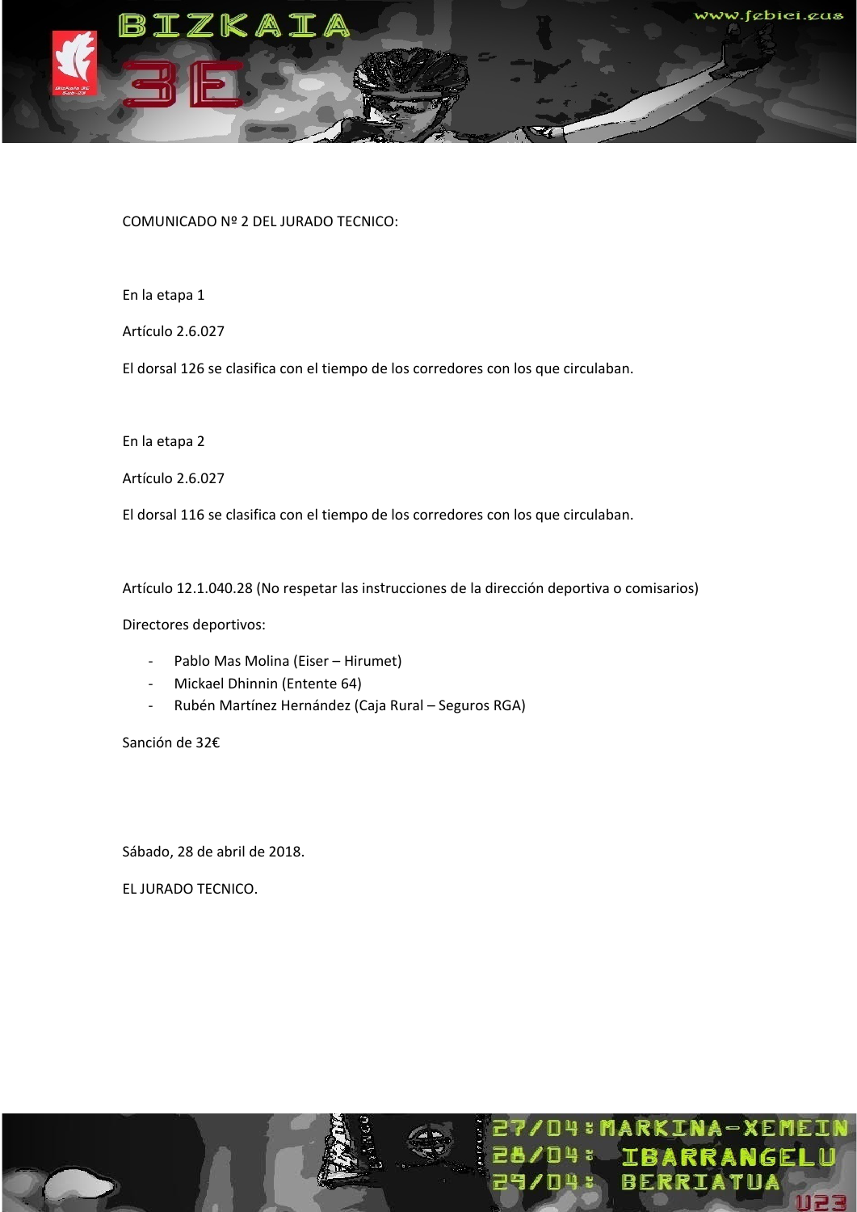COMUNICADO Nº 2 DEL JURADO TECNICO:

En la etapa 1

Artículo 2.6.027

El dorsal 126 se clasifica con el tiempo de los corredores con los que circulaban.

En la etapa 2

Artículo 2.6.027

El dorsal 116 se clasifica con el tiempo de los corredores con los que circulaban.

Artículo 12.1.040.28 (No respetar las instrucciones de la dirección deportiva o comisarios)

Directores deportivos:

- Pablo Mas Molina (Eiser – Hirumet)
- Mickael Dhinnin (Entente 64)
- Rubén Martínez Hernández (Caja Rural – Seguros RGA)

Sanción de 32€

Sábado, 28 de abril de 2018.

EL JURADO TECNICO.